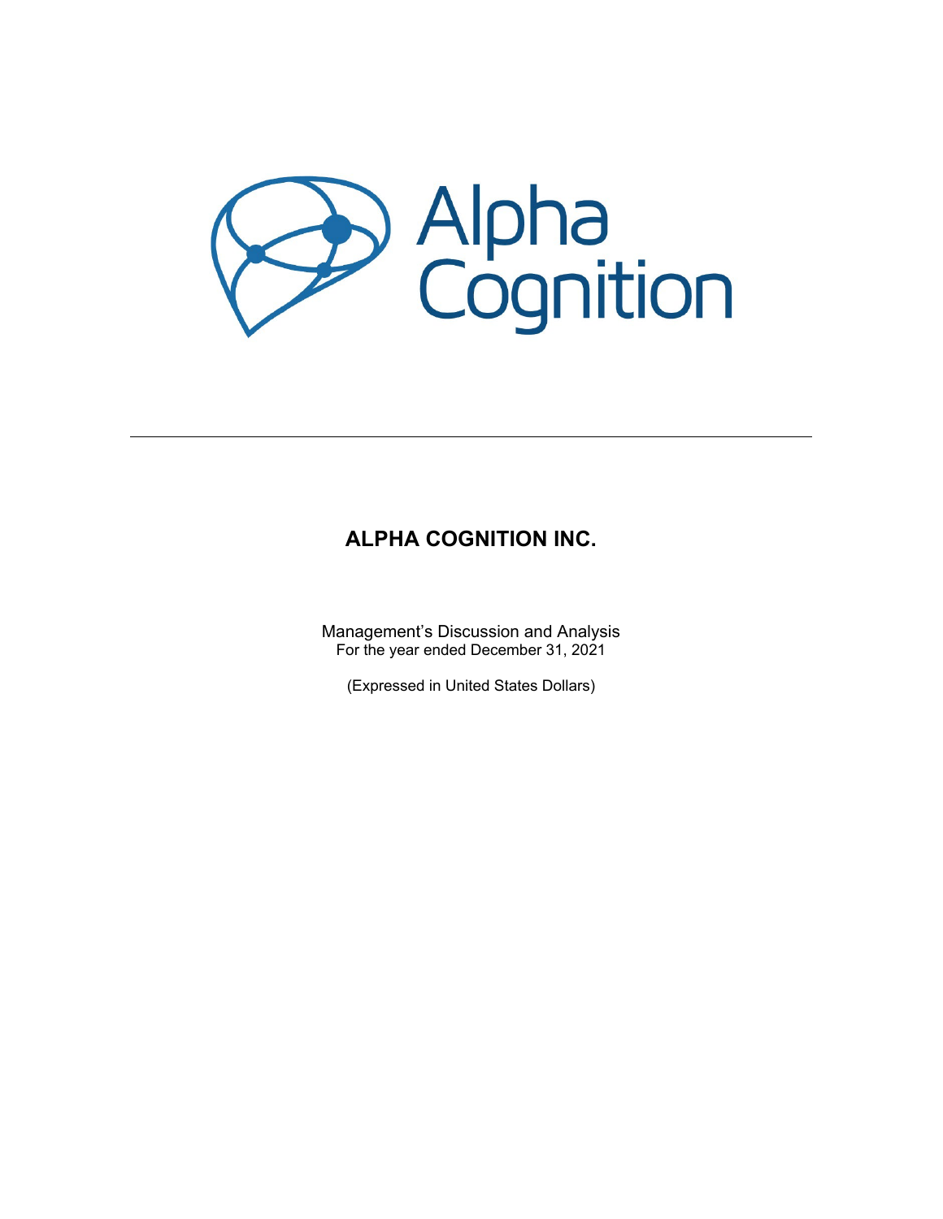# ALPHA COGNITION INC.

Management's Discussion and Analysis
For the year ended December 31, 2021

(Expressed in United States Dollars)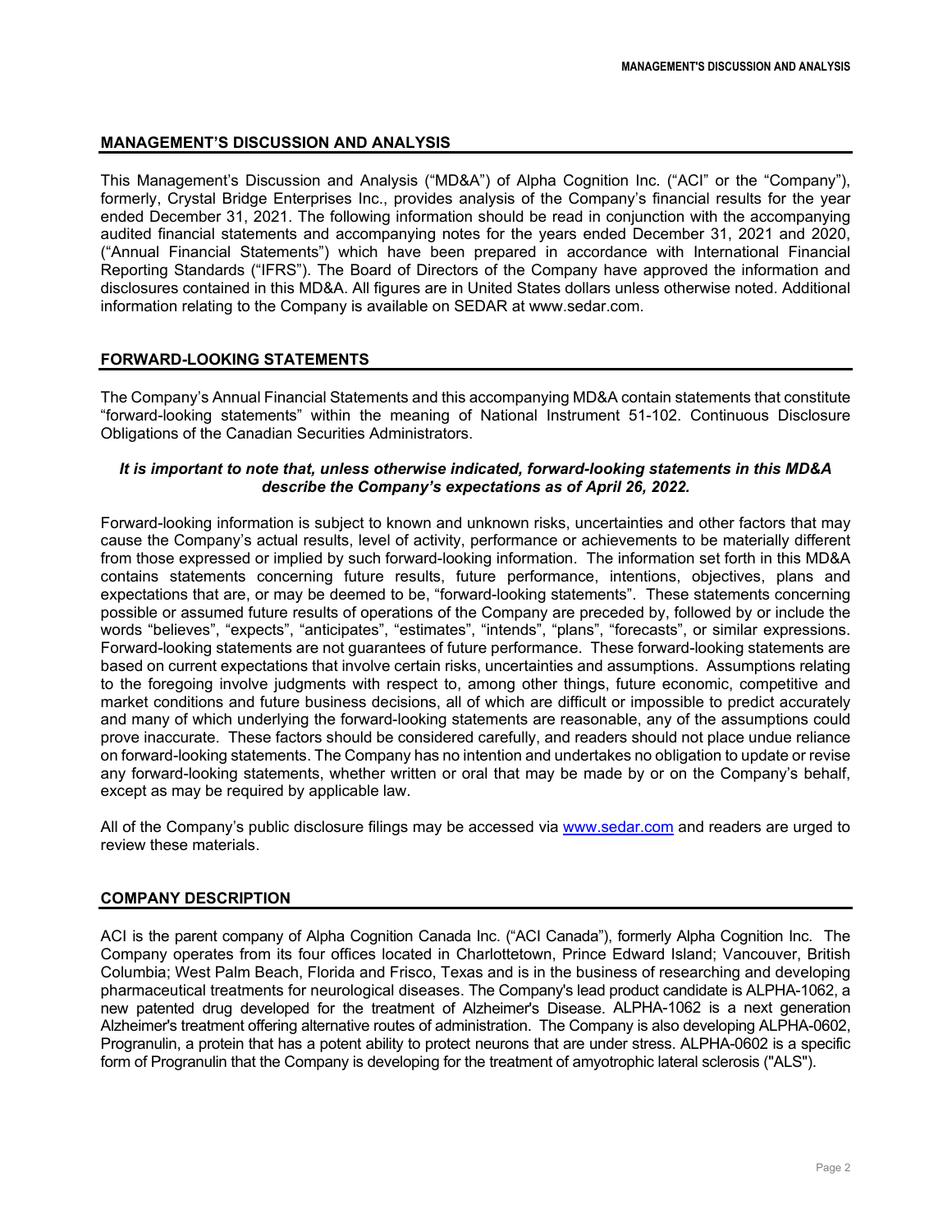## MANAGEMENT'S DISCUSSION AND ANALYSIS

This Management's Discussion and Analysis ("MD&A") of Alpha Cognition Inc. ("ACI" or the "Company"), formerly, Crystal Bridge Enterprises Inc., provides analysis of the Company's financial results for the year ended December 31, 2021. The following information should be read in conjunction with the accompanying audited financial statements and accompanying notes for the years ended December 31, 2021 and 2020, ("Annual Financial Statements") which have been prepared in accordance with International Financial Reporting Standards ("IFRS"). The Board of Directors of the Company have approved the information and disclosures contained in this MD&A. All figures are in United States dollars unless otherwise noted. Additional information relating to the Company is available on SEDAR at www.sedar.com.

## FORWARD-LOOKING STATEMENTS

The Company's Annual Financial Statements and this accompanying MD&A contain statements that constitute "forward-looking statements" within the meaning of National Instrument 51-102. Continuous Disclosure Obligations of the Canadian Securities Administrators.

***It is important to note that, unless otherwise indicated, forward-looking statements in this MD&A describe the Company's expectations as of April 26, 2022.***

Forward-looking information is subject to known and unknown risks, uncertainties and other factors that may cause the Company's actual results, level of activity, performance or achievements to be materially different from those expressed or implied by such forward-looking information. The information set forth in this MD&A contains statements concerning future results, future performance, intentions, objectives, plans and expectations that are, or may be deemed to be, "forward-looking statements". These statements concerning possible or assumed future results of operations of the Company are preceded by, followed by or include the words "believes", "expects", "anticipates", "estimates", "intends", "plans", "forecasts", or similar expressions. Forward-looking statements are not guarantees of future performance. These forward-looking statements are based on current expectations that involve certain risks, uncertainties and assumptions. Assumptions relating to the foregoing involve judgments with respect to, among other things, future economic, competitive and market conditions and future business decisions, all of which are difficult or impossible to predict accurately and many of which underlying the forward-looking statements are reasonable, any of the assumptions could prove inaccurate. These factors should be considered carefully, and readers should not place undue reliance on forward-looking statements. The Company has no intention and undertakes no obligation to update or revise any forward-looking statements, whether written or oral that may be made by or on the Company's behalf, except as may be required by applicable law.

All of the Company's public disclosure filings may be accessed via www.sedar.com and readers are urged to review these materials.

## COMPANY DESCRIPTION

ACI is the parent company of Alpha Cognition Canada Inc. ("ACI Canada"), formerly Alpha Cognition Inc. The Company operates from its four offices located in Charlottetown, Prince Edward Island; Vancouver, British Columbia; West Palm Beach, Florida and Frisco, Texas and is in the business of researching and developing pharmaceutical treatments for neurological diseases. The Company's lead product candidate is ALPHA-1062, a new patented drug developed for the treatment of Alzheimer's Disease. ALPHA-1062 is a next generation Alzheimer's treatment offering alternative routes of administration. The Company is also developing ALPHA-0602, Progranulin, a protein that has a potent ability to protect neurons that are under stress. ALPHA-0602 is a specific form of Progranulin that the Company is developing for the treatment of amyotrophic lateral sclerosis ("ALS").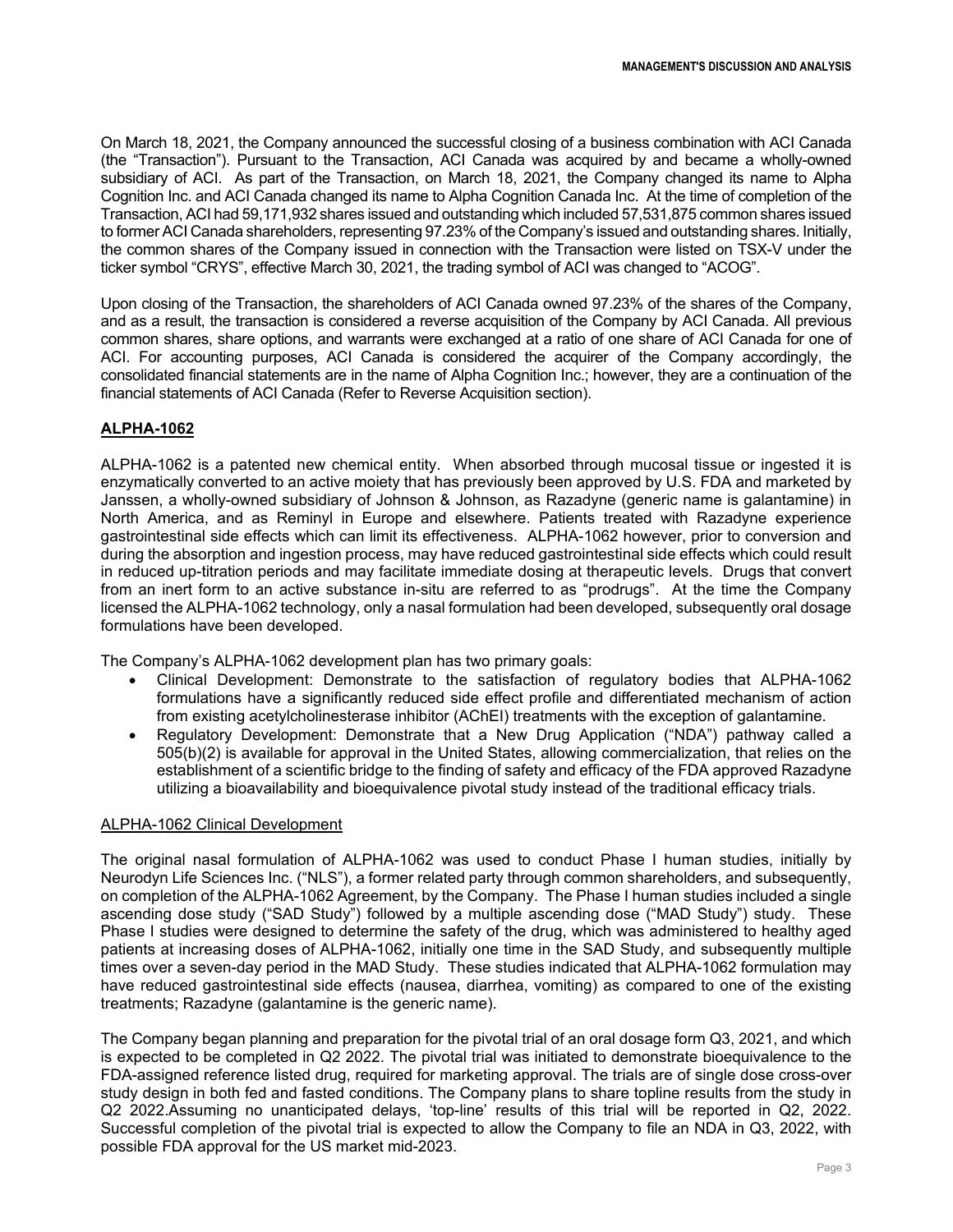On March 18, 2021, the Company announced the successful closing of a business combination with ACI Canada (the "Transaction"). Pursuant to the Transaction, ACI Canada was acquired by and became a wholly-owned subsidiary of ACI. As part of the Transaction, on March 18, 2021, the Company changed its name to Alpha Cognition Inc. and ACI Canada changed its name to Alpha Cognition Canada Inc. At the time of completion of the Transaction, ACI had 59,171,932 shares issued and outstanding which included 57,531,875 common shares issued to former ACI Canada shareholders, representing 97.23% of the Company's issued and outstanding shares. Initially, the common shares of the Company issued in connection with the Transaction were listed on TSX-V under the ticker symbol "CRYS", effective March 30, 2021, the trading symbol of ACI was changed to "ACOG".

Upon closing of the Transaction, the shareholders of ACI Canada owned 97.23% of the shares of the Company, and as a result, the transaction is considered a reverse acquisition of the Company by ACI Canada. All previous common shares, share options, and warrants were exchanged at a ratio of one share of ACI Canada for one of ACI. For accounting purposes, ACI Canada is considered the acquirer of the Company accordingly, the consolidated financial statements are in the name of Alpha Cognition Inc.; however, they are a continuation of the financial statements of ACI Canada (Refer to Reverse Acquisition section).

## ALPHA-1062

ALPHA-1062 is a patented new chemical entity. When absorbed through mucosal tissue or ingested it is enzymatically converted to an active moiety that has previously been approved by U.S. FDA and marketed by Janssen, a wholly-owned subsidiary of Johnson & Johnson, as Razadyne (generic name is galantamine) in North America, and as Reminyl in Europe and elsewhere. Patients treated with Razadyne experience gastrointestinal side effects which can limit its effectiveness. ALPHA-1062 however, prior to conversion and during the absorption and ingestion process, may have reduced gastrointestinal side effects which could result in reduced up-titration periods and may facilitate immediate dosing at therapeutic levels. Drugs that convert from an inert form to an active substance in-situ are referred to as "prodrugs". At the time the Company licensed the ALPHA-1062 technology, only a nasal formulation had been developed, subsequently oral dosage formulations have been developed.

The Company's ALPHA-1062 development plan has two primary goals:

- Clinical Development: Demonstrate to the satisfaction of regulatory bodies that ALPHA-1062 formulations have a significantly reduced side effect profile and differentiated mechanism of action from existing acetylcholinesterase inhibitor (AChEI) treatments with the exception of galantamine.
- Regulatory Development: Demonstrate that a New Drug Application ("NDA") pathway called a 505(b)(2) is available for approval in the United States, allowing commercialization, that relies on the establishment of a scientific bridge to the finding of safety and efficacy of the FDA approved Razadyne utilizing a bioavailability and bioequivalence pivotal study instead of the traditional efficacy trials.

### ALPHA-1062 Clinical Development

The original nasal formulation of ALPHA-1062 was used to conduct Phase I human studies, initially by Neurodyn Life Sciences Inc. ("NLS"), a former related party through common shareholders, and subsequently, on completion of the ALPHA-1062 Agreement, by the Company. The Phase I human studies included a single ascending dose study ("SAD Study") followed by a multiple ascending dose ("MAD Study") study. These Phase I studies were designed to determine the safety of the drug, which was administered to healthy aged patients at increasing doses of ALPHA-1062, initially one time in the SAD Study, and subsequently multiple times over a seven-day period in the MAD Study. These studies indicated that ALPHA-1062 formulation may have reduced gastrointestinal side effects (nausea, diarrhea, vomiting) as compared to one of the existing treatments; Razadyne (galantamine is the generic name).

The Company began planning and preparation for the pivotal trial of an oral dosage form Q3, 2021, and which is expected to be completed in Q2 2022. The pivotal trial was initiated to demonstrate bioequivalence to the FDA-assigned reference listed drug, required for marketing approval. The trials are of single dose cross-over study design in both fed and fasted conditions. The Company plans to share topline results from the study in Q2 2022.Assuming no unanticipated delays, 'top-line' results of this trial will be reported in Q2, 2022. Successful completion of the pivotal trial is expected to allow the Company to file an NDA in Q3, 2022, with possible FDA approval for the US market mid-2023.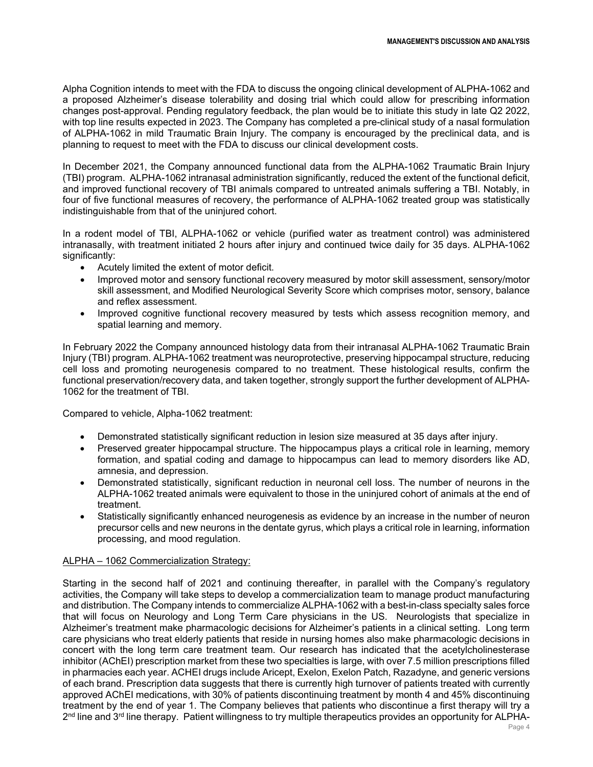Alpha Cognition intends to meet with the FDA to discuss the ongoing clinical development of ALPHA-1062 and a proposed Alzheimer's disease tolerability and dosing trial which could allow for prescribing information changes post-approval. Pending regulatory feedback, the plan would be to initiate this study in late Q2 2022, with top line results expected in 2023. The Company has completed a pre-clinical study of a nasal formulation of ALPHA-1062 in mild Traumatic Brain Injury. The company is encouraged by the preclinical data, and is planning to request to meet with the FDA to discuss our clinical development costs.

In December 2021, the Company announced functional data from the ALPHA-1062 Traumatic Brain Injury (TBI) program. ALPHA-1062 intranasal administration significantly, reduced the extent of the functional deficit, and improved functional recovery of TBI animals compared to untreated animals suffering a TBI. Notably, in four of five functional measures of recovery, the performance of ALPHA-1062 treated group was statistically indistinguishable from that of the uninjured cohort.

In a rodent model of TBI, ALPHA-1062 or vehicle (purified water as treatment control) was administered intranasally, with treatment initiated 2 hours after injury and continued twice daily for 35 days. ALPHA-1062 significantly:

- Acutely limited the extent of motor deficit.
- Improved motor and sensory functional recovery measured by motor skill assessment, sensory/motor skill assessment, and Modified Neurological Severity Score which comprises motor, sensory, balance and reflex assessment.
- Improved cognitive functional recovery measured by tests which assess recognition memory, and spatial learning and memory.

In February 2022 the Company announced histology data from their intranasal ALPHA-1062 Traumatic Brain Injury (TBI) program. ALPHA-1062 treatment was neuroprotective, preserving hippocampal structure, reducing cell loss and promoting neurogenesis compared to no treatment. These histological results, confirm the functional preservation/recovery data, and taken together, strongly support the further development of ALPHA-1062 for the treatment of TBI.

Compared to vehicle, Alpha-1062 treatment:

- Demonstrated statistically significant reduction in lesion size measured at 35 days after injury.
- Preserved greater hippocampal structure. The hippocampus plays a critical role in learning, memory formation, and spatial coding and damage to hippocampus can lead to memory disorders like AD, amnesia, and depression.
- Demonstrated statistically, significant reduction in neuronal cell loss. The number of neurons in the ALPHA-1062 treated animals were equivalent to those in the uninjured cohort of animals at the end of treatment.
- Statistically significantly enhanced neurogenesis as evidence by an increase in the number of neuron precursor cells and new neurons in the dentate gyrus, which plays a critical role in learning, information processing, and mood regulation.

ALPHA – 1062 Commercialization Strategy:

Starting in the second half of 2021 and continuing thereafter, in parallel with the Company's regulatory activities, the Company will take steps to develop a commercialization team to manage product manufacturing and distribution. The Company intends to commercialize ALPHA-1062 with a best-in-class specialty sales force that will focus on Neurology and Long Term Care physicians in the US. Neurologists that specialize in Alzheimer's treatment make pharmacologic decisions for Alzheimer's patients in a clinical setting. Long term care physicians who treat elderly patients that reside in nursing homes also make pharmacologic decisions in concert with the long term care treatment team. Our research has indicated that the acetylcholinesterase inhibitor (AChEI) prescription market from these two specialties is large, with over 7.5 million prescriptions filled in pharmacies each year. ACHEI drugs include Aricept, Exelon, Exelon Patch, Razadyne, and generic versions of each brand. Prescription data suggests that there is currently high turnover of patients treated with currently approved AChEI medications, with 30% of patients discontinuing treatment by month 4 and 45% discontinuing treatment by the end of year 1. The Company believes that patients who discontinue a first therapy will try a 2nd line and 3rd line therapy. Patient willingness to try multiple therapeutics provides an opportunity for ALPHA-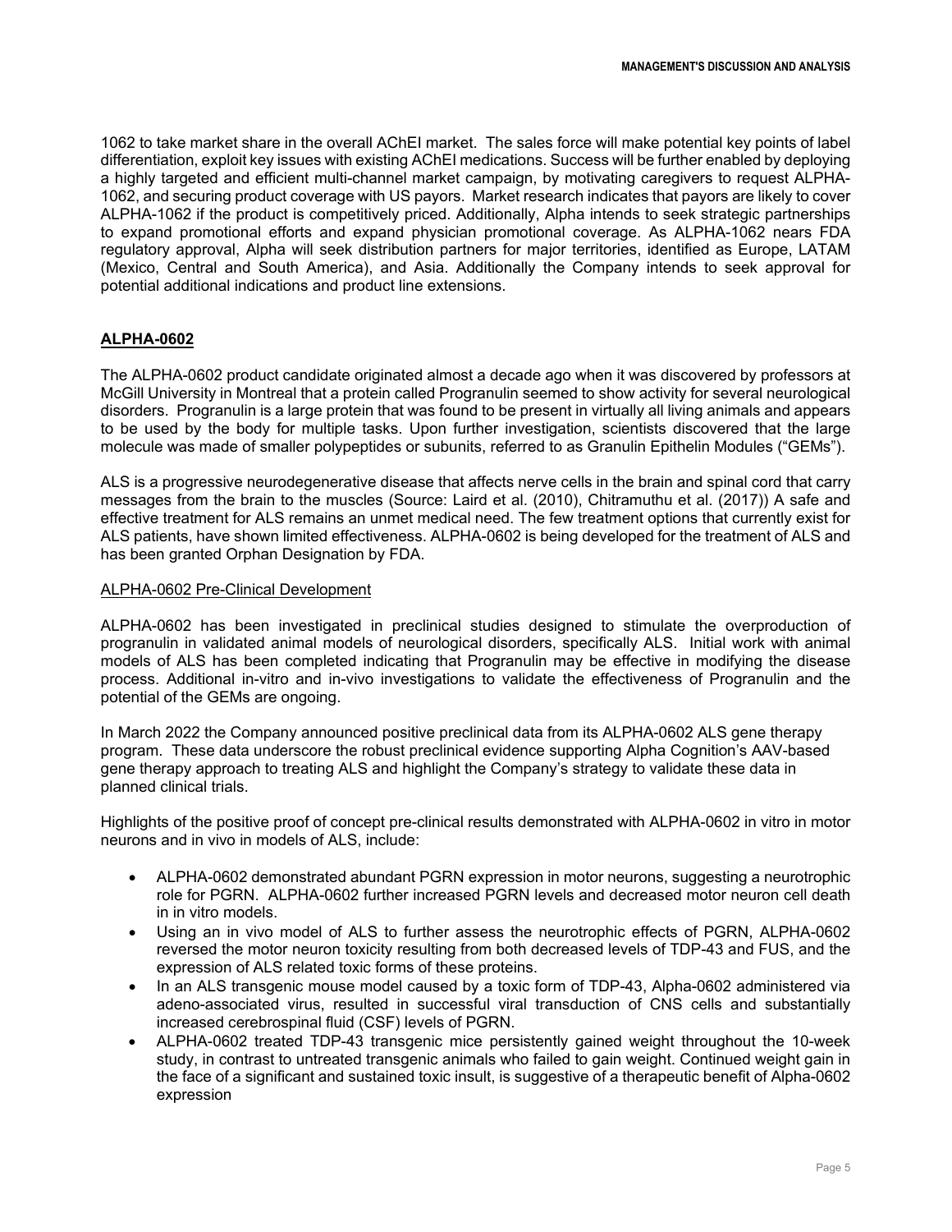1062 to take market share in the overall AChEI market. The sales force will make potential key points of label differentiation, exploit key issues with existing AChEI medications. Success will be further enabled by deploying a highly targeted and efficient multi-channel market campaign, by motivating caregivers to request ALPHA-1062, and securing product coverage with US payors. Market research indicates that payors are likely to cover ALPHA-1062 if the product is competitively priced. Additionally, Alpha intends to seek strategic partnerships to expand promotional efforts and expand physician promotional coverage. As ALPHA-1062 nears FDA regulatory approval, Alpha will seek distribution partners for major territories, identified as Europe, LATAM (Mexico, Central and South America), and Asia. Additionally the Company intends to seek approval for potential additional indications and product line extensions.

## ALPHA-0602

The ALPHA-0602 product candidate originated almost a decade ago when it was discovered by professors at McGill University in Montreal that a protein called Progranulin seemed to show activity for several neurological disorders. Progranulin is a large protein that was found to be present in virtually all living animals and appears to be used by the body for multiple tasks. Upon further investigation, scientists discovered that the large molecule was made of smaller polypeptides or subunits, referred to as Granulin Epithelin Modules ("GEMs").

ALS is a progressive neurodegenerative disease that affects nerve cells in the brain and spinal cord that carry messages from the brain to the muscles (Source: Laird et al. (2010), Chitramuthu et al. (2017)) A safe and effective treatment for ALS remains an unmet medical need. The few treatment options that currently exist for ALS patients, have shown limited effectiveness. ALPHA-0602 is being developed for the treatment of ALS and has been granted Orphan Designation by FDA.

### ALPHA-0602 Pre-Clinical Development

ALPHA-0602 has been investigated in preclinical studies designed to stimulate the overproduction of progranulin in validated animal models of neurological disorders, specifically ALS. Initial work with animal models of ALS has been completed indicating that Progranulin may be effective in modifying the disease process. Additional in-vitro and in-vivo investigations to validate the effectiveness of Progranulin and the potential of the GEMs are ongoing.

In March 2022 the Company announced positive preclinical data from its ALPHA-0602 ALS gene therapy program. These data underscore the robust preclinical evidence supporting Alpha Cognition's AAV-based gene therapy approach to treating ALS and highlight the Company's strategy to validate these data in planned clinical trials.

Highlights of the positive proof of concept pre-clinical results demonstrated with ALPHA-0602 in vitro in motor neurons and in vivo in models of ALS, include:

- ALPHA-0602 demonstrated abundant PGRN expression in motor neurons, suggesting a neurotrophic role for PGRN. ALPHA-0602 further increased PGRN levels and decreased motor neuron cell death in in vitro models.
- Using an in vivo model of ALS to further assess the neurotrophic effects of PGRN, ALPHA-0602 reversed the motor neuron toxicity resulting from both decreased levels of TDP-43 and FUS, and the expression of ALS related toxic forms of these proteins.
- In an ALS transgenic mouse model caused by a toxic form of TDP-43, Alpha-0602 administered via adeno-associated virus, resulted in successful viral transduction of CNS cells and substantially increased cerebrospinal fluid (CSF) levels of PGRN.
- ALPHA-0602 treated TDP-43 transgenic mice persistently gained weight throughout the 10-week study, in contrast to untreated transgenic animals who failed to gain weight. Continued weight gain in the face of a significant and sustained toxic insult, is suggestive of a therapeutic benefit of Alpha-0602 expression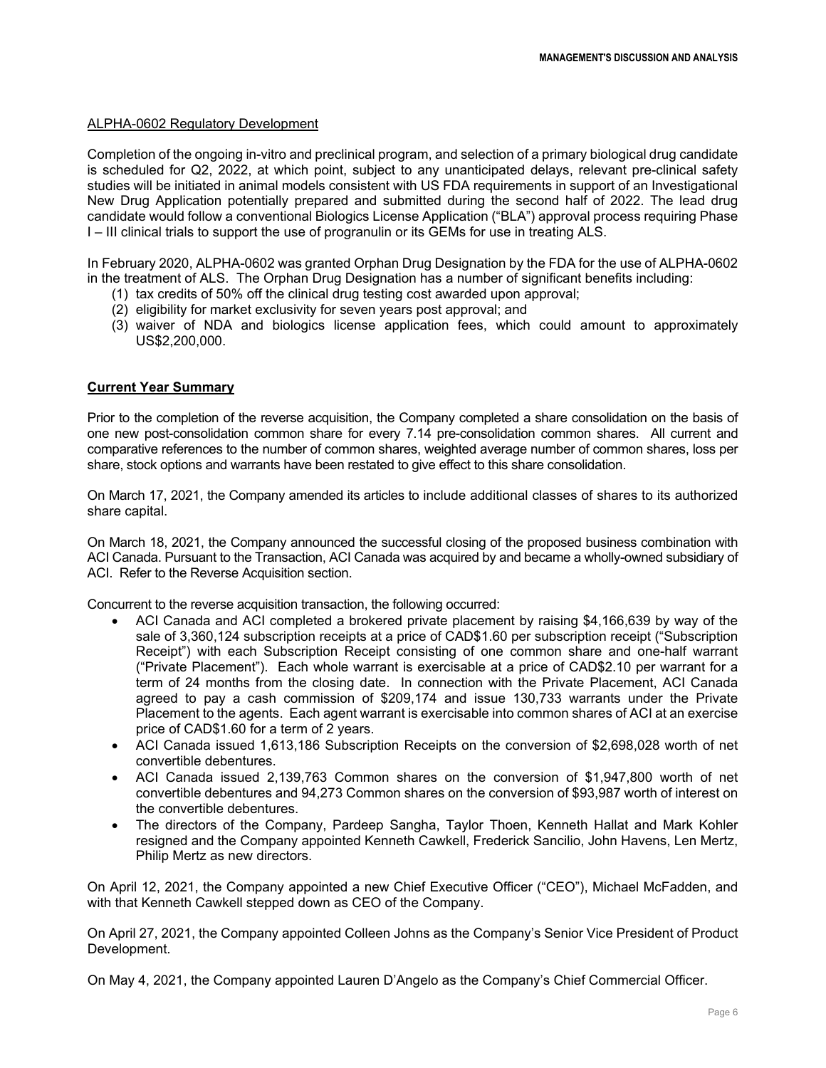ALPHA-0602 Regulatory Development

Completion of the ongoing in-vitro and preclinical program, and selection of a primary biological drug candidate is scheduled for Q2, 2022, at which point, subject to any unanticipated delays, relevant pre-clinical safety studies will be initiated in animal models consistent with US FDA requirements in support of an Investigational New Drug Application potentially prepared and submitted during the second half of 2022. The lead drug candidate would follow a conventional Biologics License Application ("BLA") approval process requiring Phase I – III clinical trials to support the use of progranulin or its GEMs for use in treating ALS.

In February 2020, ALPHA-0602 was granted Orphan Drug Designation by the FDA for the use of ALPHA-0602 in the treatment of ALS. The Orphan Drug Designation has a number of significant benefits including:

1. tax credits of 50% off the clinical drug testing cost awarded upon approval;
2. eligibility for market exclusivity for seven years post approval; and
3. waiver of NDA and biologics license application fees, which could amount to approximately US$2,200,000.

## Current Year Summary

Prior to the completion of the reverse acquisition, the Company completed a share consolidation on the basis of one new post-consolidation common share for every 7.14 pre-consolidation common shares. All current and comparative references to the number of common shares, weighted average number of common shares, loss per share, stock options and warrants have been restated to give effect to this share consolidation.

On March 17, 2021, the Company amended its articles to include additional classes of shares to its authorized share capital.

On March 18, 2021, the Company announced the successful closing of the proposed business combination with ACI Canada. Pursuant to the Transaction, ACI Canada was acquired by and became a wholly-owned subsidiary of ACI. Refer to the Reverse Acquisition section.

Concurrent to the reverse acquisition transaction, the following occurred:

- ACI Canada and ACI completed a brokered private placement by raising $4,166,639 by way of the sale of 3,360,124 subscription receipts at a price of CAD$1.60 per subscription receipt ("Subscription Receipt") with each Subscription Receipt consisting of one common share and one-half warrant ("Private Placement"). Each whole warrant is exercisable at a price of CAD$2.10 per warrant for a term of 24 months from the closing date. In connection with the Private Placement, ACI Canada agreed to pay a cash commission of $209,174 and issue 130,733 warrants under the Private Placement to the agents. Each agent warrant is exercisable into common shares of ACI at an exercise price of CAD$1.60 for a term of 2 years.
- ACI Canada issued 1,613,186 Subscription Receipts on the conversion of $2,698,028 worth of net convertible debentures.
- ACI Canada issued 2,139,763 Common shares on the conversion of $1,947,800 worth of net convertible debentures and 94,273 Common shares on the conversion of $93,987 worth of interest on the convertible debentures.
- The directors of the Company, Pardeep Sangha, Taylor Thoen, Kenneth Hallat and Mark Kohler resigned and the Company appointed Kenneth Cawkell, Frederick Sancilio, John Havens, Len Mertz, Philip Mertz as new directors.

On April 12, 2021, the Company appointed a new Chief Executive Officer ("CEO"), Michael McFadden, and with that Kenneth Cawkell stepped down as CEO of the Company.

On April 27, 2021, the Company appointed Colleen Johns as the Company's Senior Vice President of Product Development.

On May 4, 2021, the Company appointed Lauren D'Angelo as the Company's Chief Commercial Officer.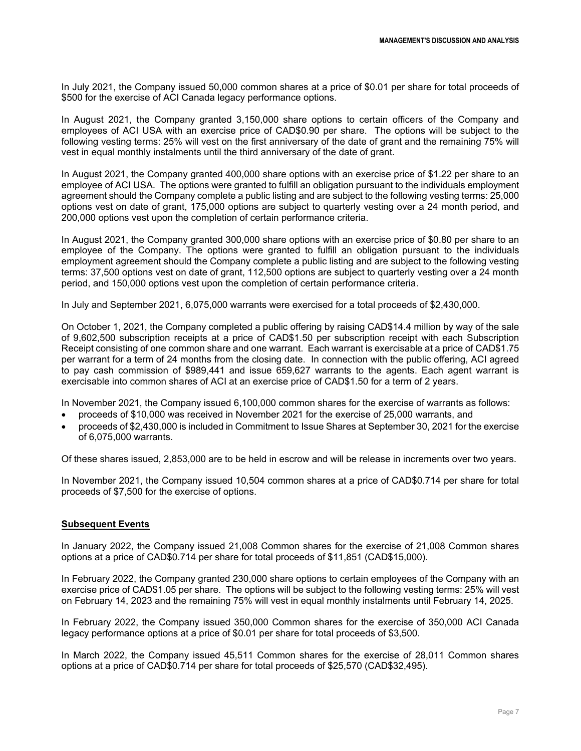In July 2021, the Company issued 50,000 common shares at a price of $0.01 per share for total proceeds of $500 for the exercise of ACI Canada legacy performance options.

In August 2021, the Company granted 3,150,000 share options to certain officers of the Company and employees of ACI USA with an exercise price of CAD$0.90 per share. The options will be subject to the following vesting terms: 25% will vest on the first anniversary of the date of grant and the remaining 75% will vest in equal monthly instalments until the third anniversary of the date of grant.

In August 2021, the Company granted 400,000 share options with an exercise price of $1.22 per share to an employee of ACI USA. The options were granted to fulfill an obligation pursuant to the individuals employment agreement should the Company complete a public listing and are subject to the following vesting terms: 25,000 options vest on date of grant, 175,000 options are subject to quarterly vesting over a 24 month period, and 200,000 options vest upon the completion of certain performance criteria.

In August 2021, the Company granted 300,000 share options with an exercise price of $0.80 per share to an employee of the Company. The options were granted to fulfill an obligation pursuant to the individuals employment agreement should the Company complete a public listing and are subject to the following vesting terms: 37,500 options vest on date of grant, 112,500 options are subject to quarterly vesting over a 24 month period, and 150,000 options vest upon the completion of certain performance criteria.

In July and September 2021, 6,075,000 warrants were exercised for a total proceeds of $2,430,000.

On October 1, 2021, the Company completed a public offering by raising CAD$14.4 million by way of the sale of 9,602,500 subscription receipts at a price of CAD$1.50 per subscription receipt with each Subscription Receipt consisting of one common share and one warrant. Each warrant is exercisable at a price of CAD$1.75 per warrant for a term of 24 months from the closing date. In connection with the public offering, ACI agreed to pay cash commission of $989,441 and issue 659,627 warrants to the agents. Each agent warrant is exercisable into common shares of ACI at an exercise price of CAD$1.50 for a term of 2 years.

In November 2021, the Company issued 6,100,000 common shares for the exercise of warrants as follows:

- proceeds of $10,000 was received in November 2021 for the exercise of 25,000 warrants, and
- proceeds of $2,430,000 is included in Commitment to Issue Shares at September 30, 2021 for the exercise of 6,075,000 warrants.

Of these shares issued, 2,853,000 are to be held in escrow and will be release in increments over two years.

In November 2021, the Company issued 10,504 common shares at a price of CAD$0.714 per share for total proceeds of $7,500 for the exercise of options.

## Subsequent Events

In January 2022, the Company issued 21,008 Common shares for the exercise of 21,008 Common shares options at a price of CAD$0.714 per share for total proceeds of $11,851 (CAD$15,000).

In February 2022, the Company granted 230,000 share options to certain employees of the Company with an exercise price of CAD$1.05 per share. The options will be subject to the following vesting terms: 25% will vest on February 14, 2023 and the remaining 75% will vest in equal monthly instalments until February 14, 2025.

In February 2022, the Company issued 350,000 Common shares for the exercise of 350,000 ACI Canada legacy performance options at a price of $0.01 per share for total proceeds of $3,500.

In March 2022, the Company issued 45,511 Common shares for the exercise of 28,011 Common shares options at a price of CAD$0.714 per share for total proceeds of $25,570 (CAD$32,495).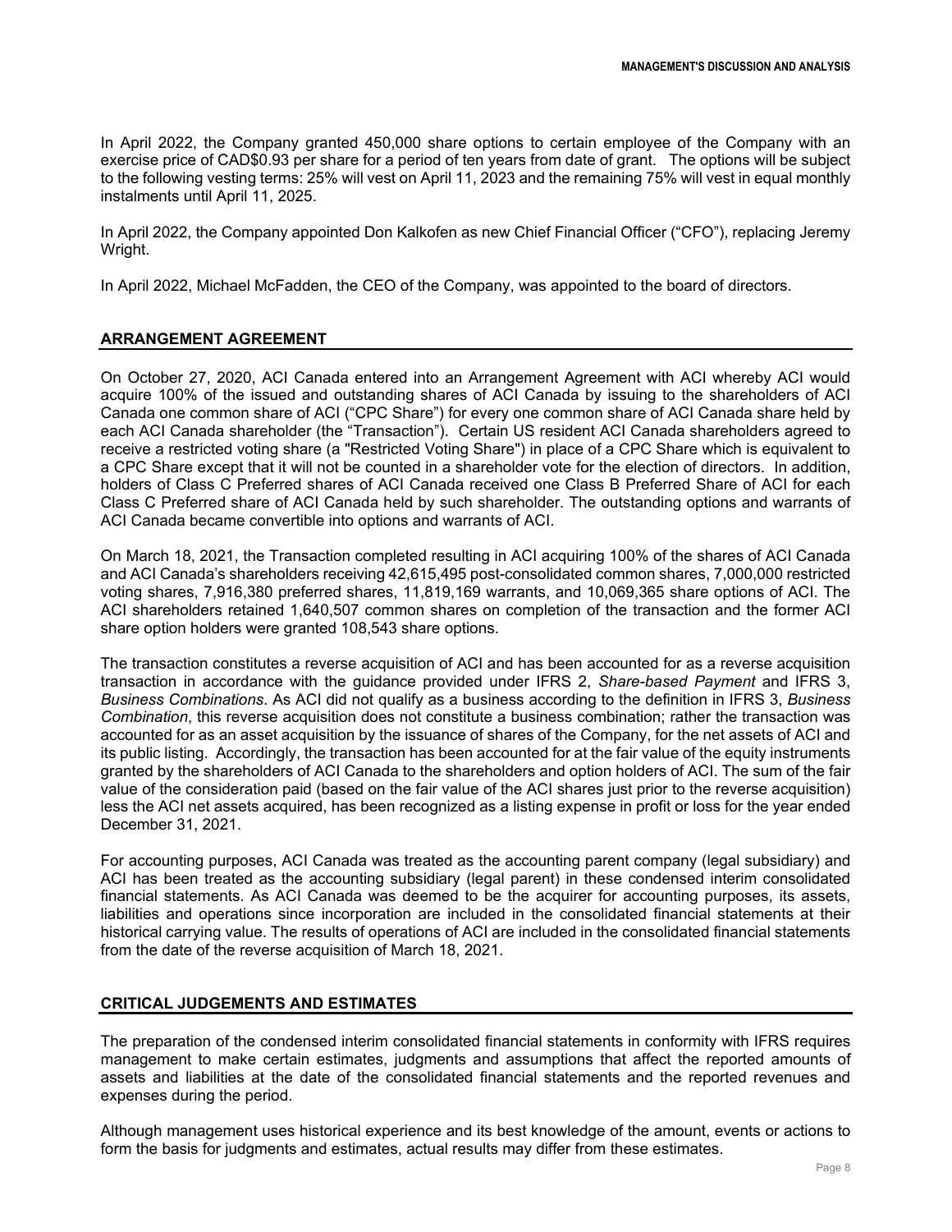In April 2022, the Company granted 450,000 share options to certain employee of the Company with an exercise price of CAD$0.93 per share for a period of ten years from date of grant. The options will be subject to the following vesting terms: 25% will vest on April 11, 2023 and the remaining 75% will vest in equal monthly instalments until April 11, 2025.

In April 2022, the Company appointed Don Kalkofen as new Chief Financial Officer ("CFO"), replacing Jeremy Wright.

In April 2022, Michael McFadden, the CEO of the Company, was appointed to the board of directors.

## ARRANGEMENT AGREEMENT

On October 27, 2020, ACI Canada entered into an Arrangement Agreement with ACI whereby ACI would acquire 100% of the issued and outstanding shares of ACI Canada by issuing to the shareholders of ACI Canada one common share of ACI ("CPC Share") for every one common share of ACI Canada share held by each ACI Canada shareholder (the "Transaction"). Certain US resident ACI Canada shareholders agreed to receive a restricted voting share (a "Restricted Voting Share") in place of a CPC Share which is equivalent to a CPC Share except that it will not be counted in a shareholder vote for the election of directors. In addition, holders of Class C Preferred shares of ACI Canada received one Class B Preferred Share of ACI for each Class C Preferred share of ACI Canada held by such shareholder. The outstanding options and warrants of ACI Canada became convertible into options and warrants of ACI.

On March 18, 2021, the Transaction completed resulting in ACI acquiring 100% of the shares of ACI Canada and ACI Canada's shareholders receiving 42,615,495 post-consolidated common shares, 7,000,000 restricted voting shares, 7,916,380 preferred shares, 11,819,169 warrants, and 10,069,365 share options of ACI. The ACI shareholders retained 1,640,507 common shares on completion of the transaction and the former ACI share option holders were granted 108,543 share options.

The transaction constitutes a reverse acquisition of ACI and has been accounted for as a reverse acquisition transaction in accordance with the guidance provided under IFRS 2, *Share-based Payment* and IFRS 3, *Business Combinations*. As ACI did not qualify as a business according to the definition in IFRS 3, *Business Combination*, this reverse acquisition does not constitute a business combination; rather the transaction was accounted for as an asset acquisition by the issuance of shares of the Company, for the net assets of ACI and its public listing. Accordingly, the transaction has been accounted for at the fair value of the equity instruments granted by the shareholders of ACI Canada to the shareholders and option holders of ACI. The sum of the fair value of the consideration paid (based on the fair value of the ACI shares just prior to the reverse acquisition) less the ACI net assets acquired, has been recognized as a listing expense in profit or loss for the year ended December 31, 2021.

For accounting purposes, ACI Canada was treated as the accounting parent company (legal subsidiary) and ACI has been treated as the accounting subsidiary (legal parent) in these condensed interim consolidated financial statements. As ACI Canada was deemed to be the acquirer for accounting purposes, its assets, liabilities and operations since incorporation are included in the consolidated financial statements at their historical carrying value. The results of operations of ACI are included in the consolidated financial statements from the date of the reverse acquisition of March 18, 2021.

## CRITICAL JUDGEMENTS AND ESTIMATES

The preparation of the condensed interim consolidated financial statements in conformity with IFRS requires management to make certain estimates, judgments and assumptions that affect the reported amounts of assets and liabilities at the date of the consolidated financial statements and the reported revenues and expenses during the period.

Although management uses historical experience and its best knowledge of the amount, events or actions to form the basis for judgments and estimates, actual results may differ from these estimates.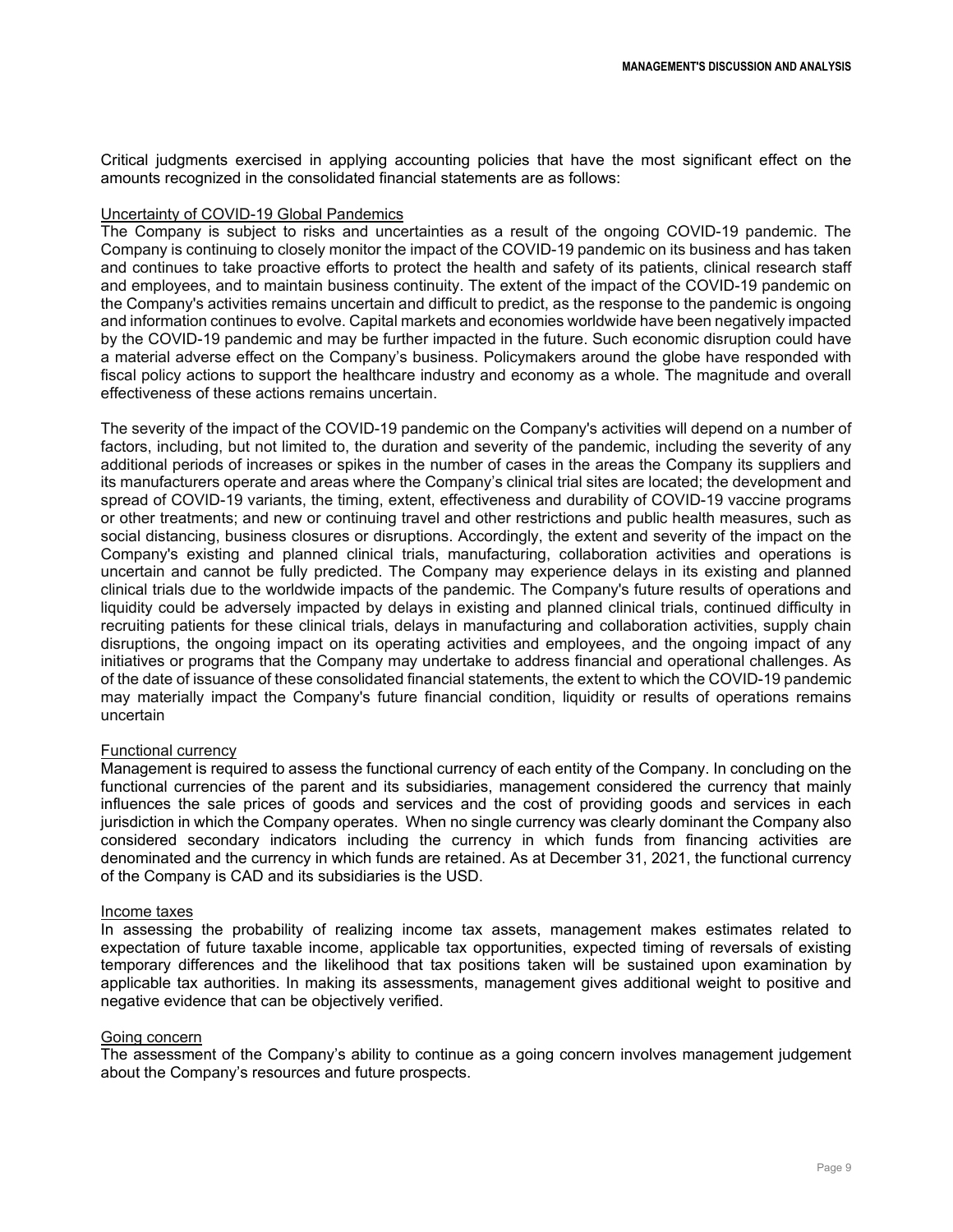Critical judgments exercised in applying accounting policies that have the most significant effect on the amounts recognized in the consolidated financial statements are as follows:

Uncertainty of COVID-19 Global Pandemics

The Company is subject to risks and uncertainties as a result of the ongoing COVID-19 pandemic. The Company is continuing to closely monitor the impact of the COVID-19 pandemic on its business and has taken and continues to take proactive efforts to protect the health and safety of its patients, clinical research staff and employees, and to maintain business continuity. The extent of the impact of the COVID-19 pandemic on the Company's activities remains uncertain and difficult to predict, as the response to the pandemic is ongoing and information continues to evolve. Capital markets and economies worldwide have been negatively impacted by the COVID-19 pandemic and may be further impacted in the future. Such economic disruption could have a material adverse effect on the Company's business. Policymakers around the globe have responded with fiscal policy actions to support the healthcare industry and economy as a whole. The magnitude and overall effectiveness of these actions remains uncertain.

The severity of the impact of the COVID-19 pandemic on the Company's activities will depend on a number of factors, including, but not limited to, the duration and severity of the pandemic, including the severity of any additional periods of increases or spikes in the number of cases in the areas the Company its suppliers and its manufacturers operate and areas where the Company's clinical trial sites are located; the development and spread of COVID-19 variants, the timing, extent, effectiveness and durability of COVID-19 vaccine programs or other treatments; and new or continuing travel and other restrictions and public health measures, such as social distancing, business closures or disruptions. Accordingly, the extent and severity of the impact on the Company's existing and planned clinical trials, manufacturing, collaboration activities and operations is uncertain and cannot be fully predicted. The Company may experience delays in its existing and planned clinical trials due to the worldwide impacts of the pandemic. The Company's future results of operations and liquidity could be adversely impacted by delays in existing and planned clinical trials, continued difficulty in recruiting patients for these clinical trials, delays in manufacturing and collaboration activities, supply chain disruptions, the ongoing impact on its operating activities and employees, and the ongoing impact of any initiatives or programs that the Company may undertake to address financial and operational challenges. As of the date of issuance of these consolidated financial statements, the extent to which the COVID-19 pandemic may materially impact the Company's future financial condition, liquidity or results of operations remains uncertain

Functional currency

Management is required to assess the functional currency of each entity of the Company. In concluding on the functional currencies of the parent and its subsidiaries, management considered the currency that mainly influences the sale prices of goods and services and the cost of providing goods and services in each jurisdiction in which the Company operates. When no single currency was clearly dominant the Company also considered secondary indicators including the currency in which funds from financing activities are denominated and the currency in which funds are retained. As at December 31, 2021, the functional currency of the Company is CAD and its subsidiaries is the USD.

Income taxes

In assessing the probability of realizing income tax assets, management makes estimates related to expectation of future taxable income, applicable tax opportunities, expected timing of reversals of existing temporary differences and the likelihood that tax positions taken will be sustained upon examination by applicable tax authorities. In making its assessments, management gives additional weight to positive and negative evidence that can be objectively verified.

Going concern

The assessment of the Company's ability to continue as a going concern involves management judgement about the Company's resources and future prospects.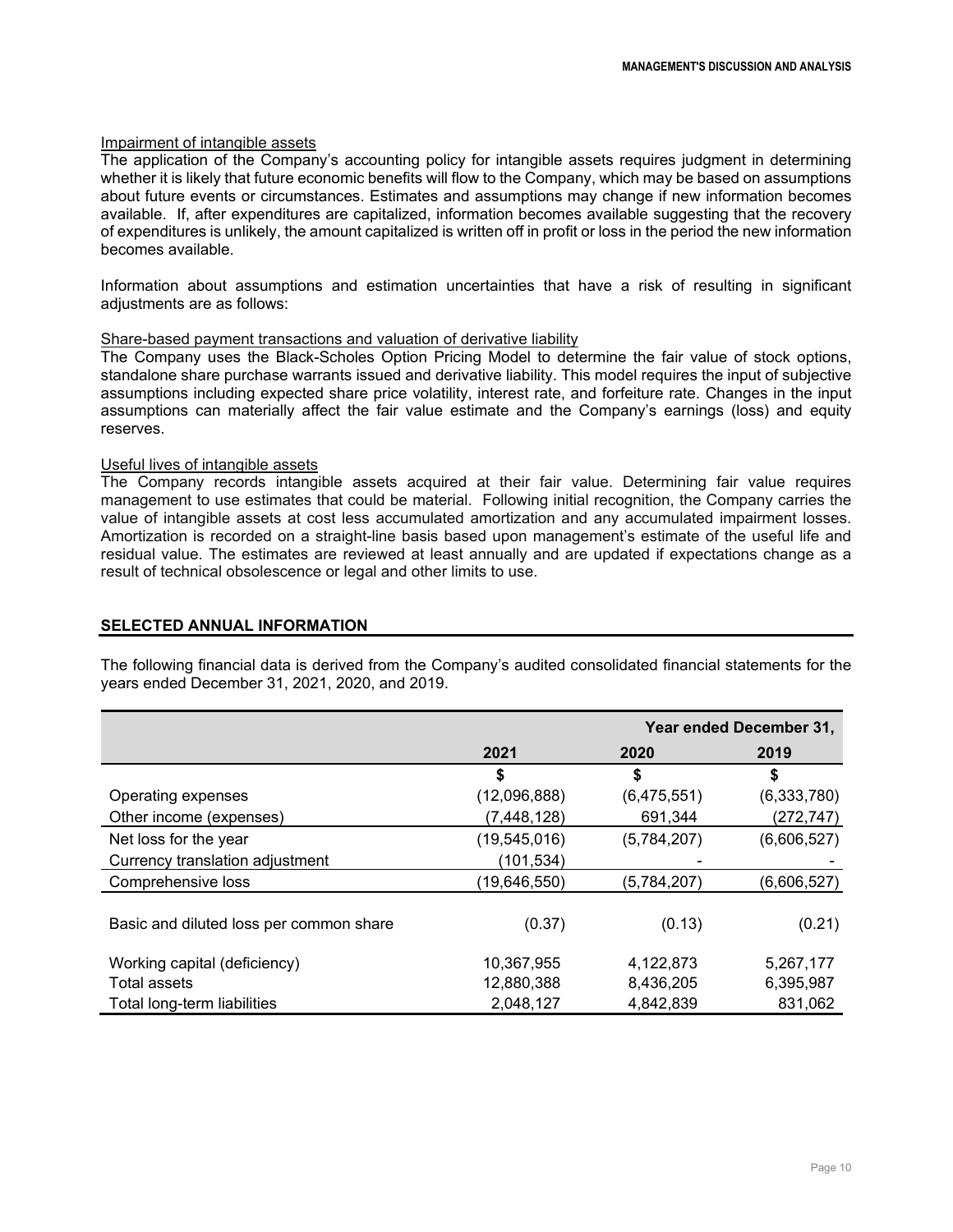Impairment of intangible assets

The application of the Company's accounting policy for intangible assets requires judgment in determining whether it is likely that future economic benefits will flow to the Company, which may be based on assumptions about future events or circumstances. Estimates and assumptions may change if new information becomes available. If, after expenditures are capitalized, information becomes available suggesting that the recovery of expenditures is unlikely, the amount capitalized is written off in profit or loss in the period the new information becomes available.

Information about assumptions and estimation uncertainties that have a risk of resulting in significant adjustments are as follows:

Share-based payment transactions and valuation of derivative liability

The Company uses the Black-Scholes Option Pricing Model to determine the fair value of stock options, standalone share purchase warrants issued and derivative liability. This model requires the input of subjective assumptions including expected share price volatility, interest rate, and forfeiture rate. Changes in the input assumptions can materially affect the fair value estimate and the Company's earnings (loss) and equity reserves.

Useful lives of intangible assets

The Company records intangible assets acquired at their fair value. Determining fair value requires management to use estimates that could be material. Following initial recognition, the Company carries the value of intangible assets at cost less accumulated amortization and any accumulated impairment losses. Amortization is recorded on a straight-line basis based upon management's estimate of the useful life and residual value. The estimates are reviewed at least annually and are updated if expectations change as a result of technical obsolescence or legal and other limits to use.

## SELECTED ANNUAL INFORMATION

The following financial data is derived from the Company's audited consolidated financial statements for the years ended December 31, 2021, 2020, and 2019.

| | Year ended December 31, | | |
|---|---|---|---|
| | 2021 | 2020 | 2019 |
| | $ | $ | $ |
| Operating expenses | (12,096,888) | (6,475,551) | (6,333,780) |
| Other income (expenses) | (7,448,128) | 691,344 | (272,747) |
| Net loss for the year | (19,545,016) | (5,784,207) | (6,606,527) |
| Currency translation adjustment | (101,534) | - | - |
| Comprehensive loss | (19,646,550) | (5,784,207) | (6,606,527) |
| Basic and diluted loss per common share | (0.37) | (0.13) | (0.21) |
| Working capital (deficiency) | 10,367,955 | 4,122,873 | 5,267,177 |
| Total assets | 12,880,388 | 8,436,205 | 6,395,987 |
| Total long-term liabilities | 2,048,127 | 4,842,839 | 831,062 |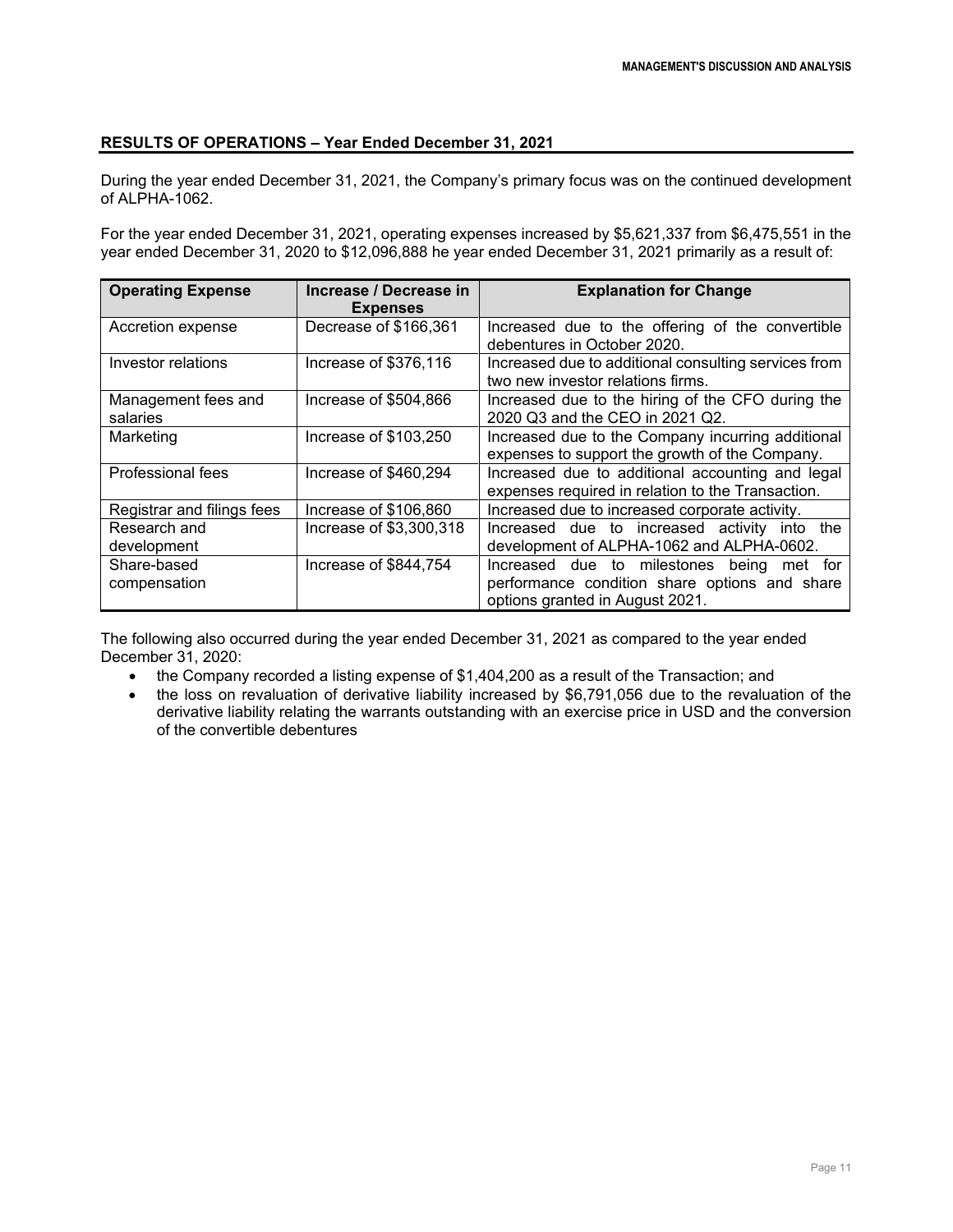## RESULTS OF OPERATIONS – Year Ended December 31, 2021

During the year ended December 31, 2021, the Company's primary focus was on the continued development of ALPHA-1062.

For the year ended December 31, 2021, operating expenses increased by $5,621,337 from $6,475,551 in the year ended December 31, 2020 to $12,096,888 he year ended December 31, 2021 primarily as a result of:

| Operating Expense | Increase / Decrease in Expenses | Explanation for Change |
|---|---|---|
| Accretion expense | Decrease of $166,361 | Increased due to the offering of the convertible debentures in October 2020. |
| Investor relations | Increase of $376,116 | Increased due to additional consulting services from two new investor relations firms. |
| Management fees and salaries | Increase of $504,866 | Increased due to the hiring of the CFO during the 2020 Q3 and the CEO in 2021 Q2. |
| Marketing | Increase of $103,250 | Increased due to the Company incurring additional expenses to support the growth of the Company. |
| Professional fees | Increase of $460,294 | Increased due to additional accounting and legal expenses required in relation to the Transaction. |
| Registrar and filings fees | Increase of $106,860 | Increased due to increased corporate activity. |
| Research and development | Increase of $3,300,318 | Increased due to increased activity into the development of ALPHA-1062 and ALPHA-0602. |
| Share-based compensation | Increase of $844,754 | Increased due to milestones being met for performance condition share options and share options granted in August 2021. |

The following also occurred during the year ended December 31, 2021 as compared to the year ended December 31, 2020:

- the Company recorded a listing expense of $1,404,200 as a result of the Transaction; and
- the loss on revaluation of derivative liability increased by $6,791,056 due to the revaluation of the derivative liability relating the warrants outstanding with an exercise price in USD and the conversion of the convertible debentures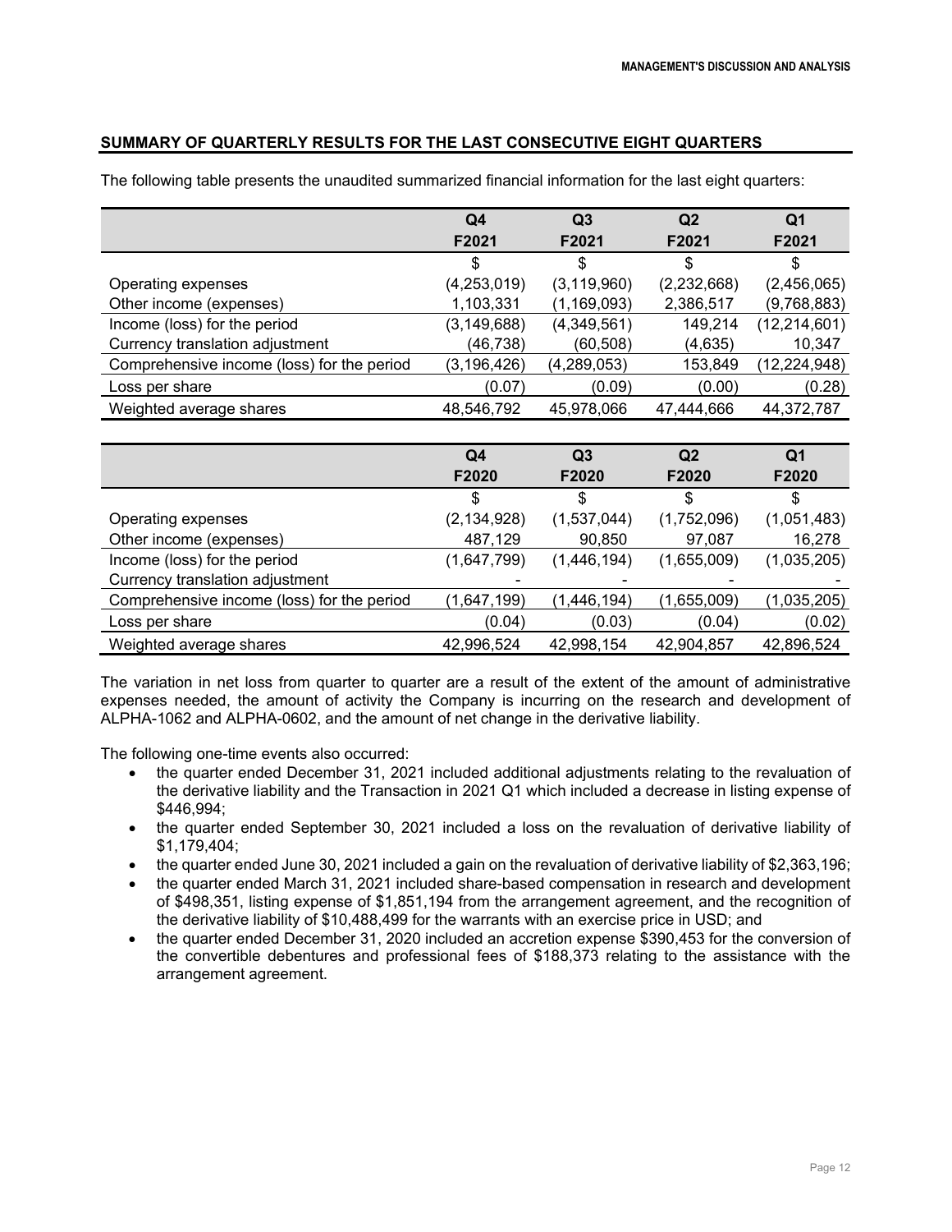## SUMMARY OF QUARTERLY RESULTS FOR THE LAST CONSECUTIVE EIGHT QUARTERS

The following table presents the unaudited summarized financial information for the last eight quarters:

| | Q4 F2021 | Q3 F2021 | Q2 F2021 | Q1 F2021 |
|---|---|---|---|---|
| | $ | $ | $ | $ |
| Operating expenses | (4,253,019) | (3,119,960) | (2,232,668) | (2,456,065) |
| Other income (expenses) | 1,103,331 | (1,169,093) | 2,386,517 | (9,768,883) |
| Income (loss) for the period | (3,149,688) | (4,349,561) | 149,214 | (12,214,601) |
| Currency translation adjustment | (46,738) | (60,508) | (4,635) | 10,347 |
| Comprehensive income (loss) for the period | (3,196,426) | (4,289,053) | 153,849 | (12,224,948) |
| Loss per share | (0.07) | (0.09) | (0.00) | (0.28) |
| Weighted average shares | 48,546,792 | 45,978,066 | 47,444,666 | 44,372,787 |

| | Q4 F2020 | Q3 F2020 | Q2 F2020 | Q1 F2020 |
|---|---|---|---|---|
| | $ | $ | $ | $ |
| Operating expenses | (2,134,928) | (1,537,044) | (1,752,096) | (1,051,483) |
| Other income (expenses) | 487,129 | 90,850 | 97,087 | 16,278 |
| Income (loss) for the period | (1,647,799) | (1,446,194) | (1,655,009) | (1,035,205) |
| Currency translation adjustment | - | - | - | - |
| Comprehensive income (loss) for the period | (1,647,199) | (1,446,194) | (1,655,009) | (1,035,205) |
| Loss per share | (0.04) | (0.03) | (0.04) | (0.02) |
| Weighted average shares | 42,996,524 | 42,998,154 | 42,904,857 | 42,896,524 |

The variation in net loss from quarter to quarter are a result of the extent of the amount of administrative expenses needed, the amount of activity the Company is incurring on the research and development of ALPHA-1062 and ALPHA-0602, and the amount of net change in the derivative liability.

The following one-time events also occurred:

- the quarter ended December 31, 2021 included additional adjustments relating to the revaluation of the derivative liability and the Transaction in 2021 Q1 which included a decrease in listing expense of $446,994;
- the quarter ended September 30, 2021 included a loss on the revaluation of derivative liability of $1,179,404;
- the quarter ended June 30, 2021 included a gain on the revaluation of derivative liability of $2,363,196;
- the quarter ended March 31, 2021 included share-based compensation in research and development of $498,351, listing expense of $1,851,194 from the arrangement agreement, and the recognition of the derivative liability of $10,488,499 for the warrants with an exercise price in USD; and
- the quarter ended December 31, 2020 included an accretion expense $390,453 for the conversion of the convertible debentures and professional fees of $188,373 relating to the assistance with the arrangement agreement.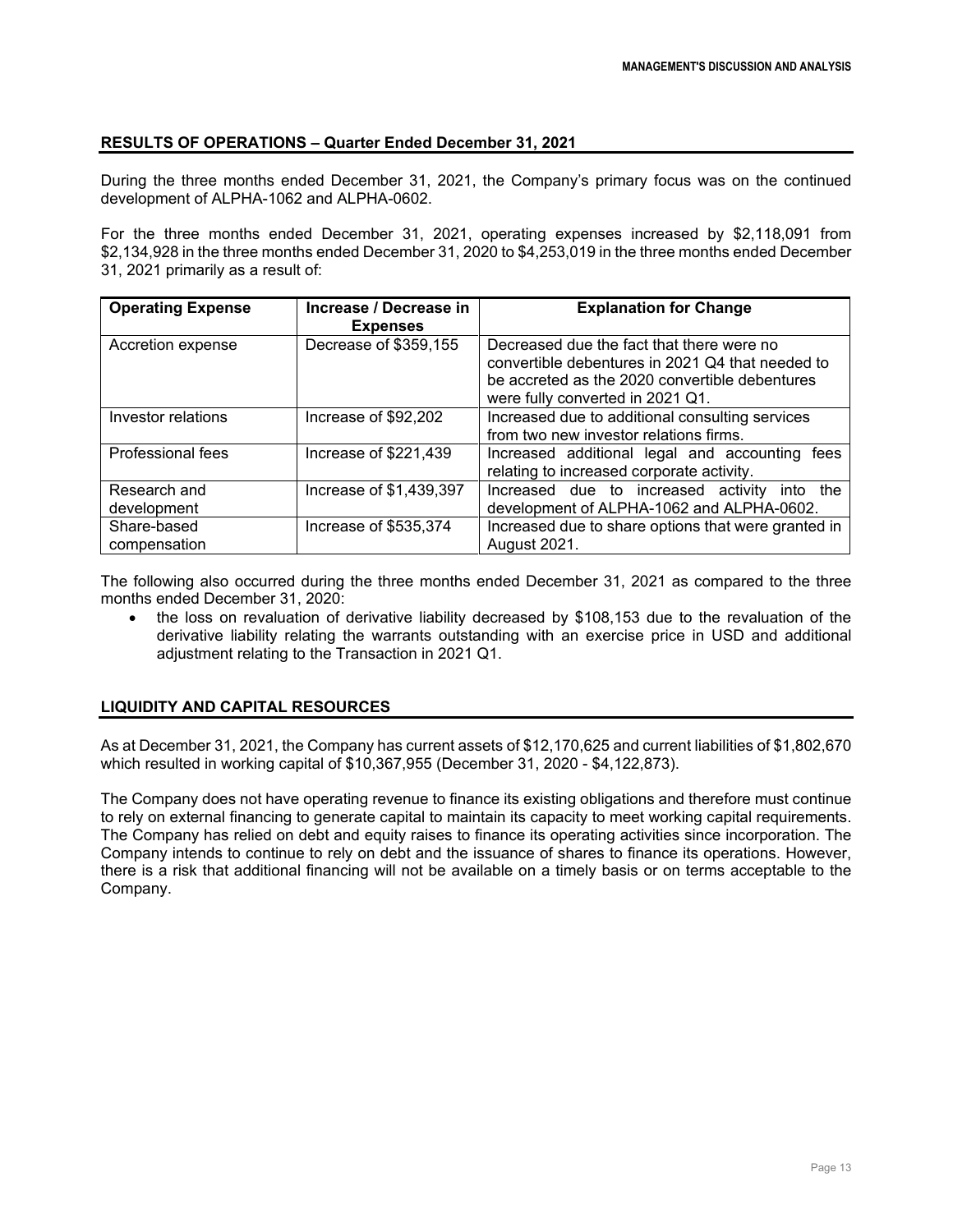## RESULTS OF OPERATIONS – Quarter Ended December 31, 2021

During the three months ended December 31, 2021, the Company's primary focus was on the continued development of ALPHA-1062 and ALPHA-0602.

For the three months ended December 31, 2021, operating expenses increased by $2,118,091 from $2,134,928 in the three months ended December 31, 2020 to $4,253,019 in the three months ended December 31, 2021 primarily as a result of:

| Operating Expense | Increase / Decrease in Expenses | Explanation for Change |
| --- | --- | --- |
| Accretion expense | Decrease of $359,155 | Decreased due the fact that there were no convertible debentures in 2021 Q4 that needed to be accreted as the 2020 convertible debentures were fully converted in 2021 Q1. |
| Investor relations | Increase of $92,202 | Increased due to additional consulting services from two new investor relations firms. |
| Professional fees | Increase of $221,439 | Increased additional legal and accounting fees relating to increased corporate activity. |
| Research and development | Increase of $1,439,397 | Increased due to increased activity into the development of ALPHA-1062 and ALPHA-0602. |
| Share-based compensation | Increase of $535,374 | Increased due to share options that were granted in August 2021. |

The following also occurred during the three months ended December 31, 2021 as compared to the three months ended December 31, 2020:

- the loss on revaluation of derivative liability decreased by $108,153 due to the revaluation of the derivative liability relating the warrants outstanding with an exercise price in USD and additional adjustment relating to the Transaction in 2021 Q1.

## LIQUIDITY AND CAPITAL RESOURCES

As at December 31, 2021, the Company has current assets of $12,170,625 and current liabilities of $1,802,670 which resulted in working capital of $10,367,955 (December 31, 2020 - $4,122,873).

The Company does not have operating revenue to finance its existing obligations and therefore must continue to rely on external financing to generate capital to maintain its capacity to meet working capital requirements. The Company has relied on debt and equity raises to finance its operating activities since incorporation. The Company intends to continue to rely on debt and the issuance of shares to finance its operations. However, there is a risk that additional financing will not be available on a timely basis or on terms acceptable to the Company.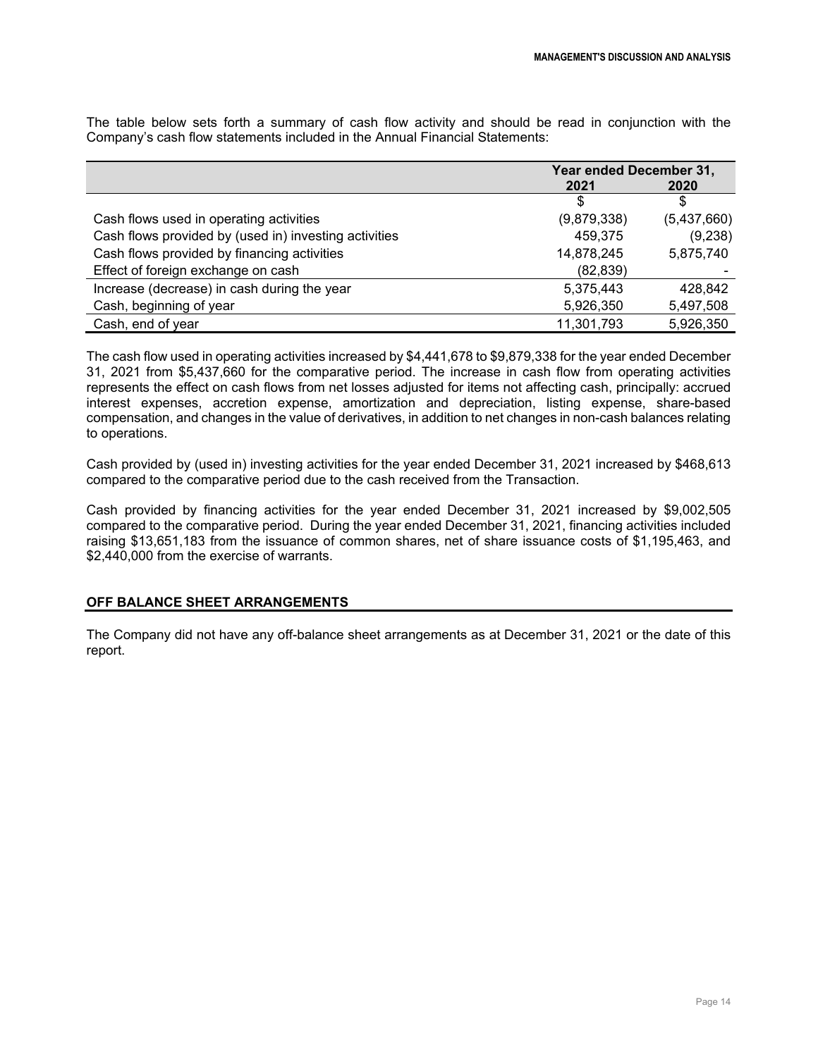The table below sets forth a summary of cash flow activity and should be read in conjunction with the Company's cash flow statements included in the Annual Financial Statements:

| | Year ended December 31, | |
|---|---|---|
| | 2021 | 2020 |
| | $ | $ |
| Cash flows used in operating activities | (9,879,338) | (5,437,660) |
| Cash flows provided by (used in) investing activities | 459,375 | (9,238) |
| Cash flows provided by financing activities | 14,878,245 | 5,875,740 |
| Effect of foreign exchange on cash | (82,839) | - |
| Increase (decrease) in cash during the year | 5,375,443 | 428,842 |
| Cash, beginning of year | 5,926,350 | 5,497,508 |
| Cash, end of year | 11,301,793 | 5,926,350 |

The cash flow used in operating activities increased by $4,441,678 to $9,879,338 for the year ended December 31, 2021 from $5,437,660 for the comparative period. The increase in cash flow from operating activities represents the effect on cash flows from net losses adjusted for items not affecting cash, principally: accrued interest expenses, accretion expense, amortization and depreciation, listing expense, share-based compensation, and changes in the value of derivatives, in addition to net changes in non-cash balances relating to operations.

Cash provided by (used in) investing activities for the year ended December 31, 2021 increased by $468,613 compared to the comparative period due to the cash received from the Transaction.

Cash provided by financing activities for the year ended December 31, 2021 increased by $9,002,505 compared to the comparative period. During the year ended December 31, 2021, financing activities included raising $13,651,183 from the issuance of common shares, net of share issuance costs of $1,195,463, and $2,440,000 from the exercise of warrants.

## OFF BALANCE SHEET ARRANGEMENTS

The Company did not have any off-balance sheet arrangements as at December 31, 2021 or the date of this report.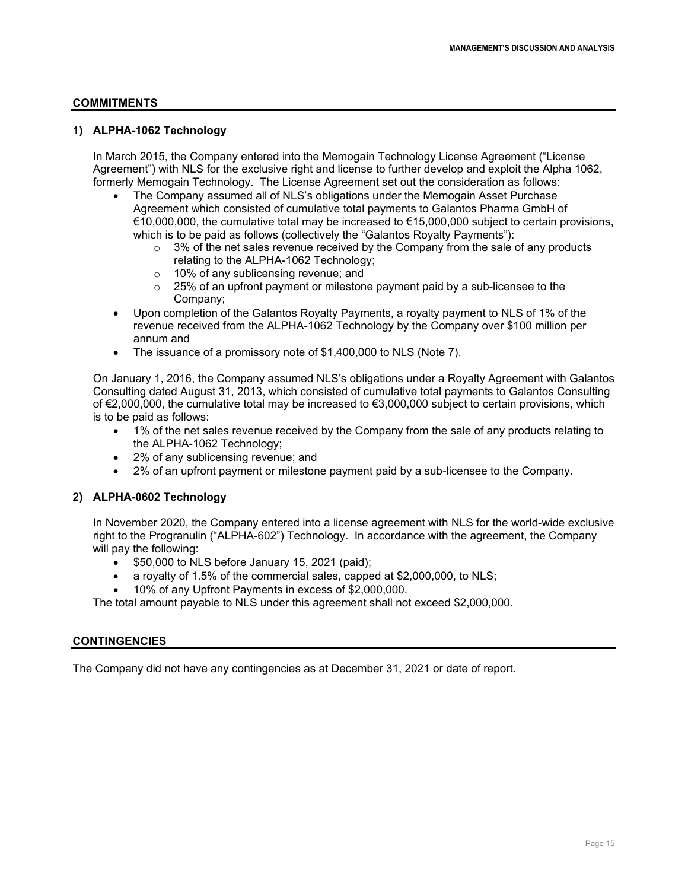## COMMITMENTS

### 1) ALPHA-1062 Technology

In March 2015, the Company entered into the Memogain Technology License Agreement ("License Agreement") with NLS for the exclusive right and license to further develop and exploit the Alpha 1062, formerly Memogain Technology. The License Agreement set out the consideration as follows:

- The Company assumed all of NLS's obligations under the Memogain Asset Purchase Agreement which consisted of cumulative total payments to Galantos Pharma GmbH of €10,000,000, the cumulative total may be increased to €15,000,000 subject to certain provisions, which is to be paid as follows (collectively the "Galantos Royalty Payments"):
  - 3% of the net sales revenue received by the Company from the sale of any products relating to the ALPHA-1062 Technology;
  - 10% of any sublicensing revenue; and
  - 25% of an upfront payment or milestone payment paid by a sub-licensee to the Company;
- Upon completion of the Galantos Royalty Payments, a royalty payment to NLS of 1% of the revenue received from the ALPHA-1062 Technology by the Company over $100 million per annum and
- The issuance of a promissory note of $1,400,000 to NLS (Note 7).

On January 1, 2016, the Company assumed NLS's obligations under a Royalty Agreement with Galantos Consulting dated August 31, 2013, which consisted of cumulative total payments to Galantos Consulting of €2,000,000, the cumulative total may be increased to €3,000,000 subject to certain provisions, which is to be paid as follows:

- 1% of the net sales revenue received by the Company from the sale of any products relating to the ALPHA-1062 Technology;
- 2% of any sublicensing revenue; and
- 2% of an upfront payment or milestone payment paid by a sub-licensee to the Company.

### 2) ALPHA-0602 Technology

In November 2020, the Company entered into a license agreement with NLS for the world-wide exclusive right to the Progranulin ("ALPHA-602") Technology. In accordance with the agreement, the Company will pay the following:

- $50,000 to NLS before January 15, 2021 (paid);
- a royalty of 1.5% of the commercial sales, capped at $2,000,000, to NLS;
- 10% of any Upfront Payments in excess of $2,000,000.

The total amount payable to NLS under this agreement shall not exceed $2,000,000.

## CONTINGENCIES

The Company did not have any contingencies as at December 31, 2021 or date of report.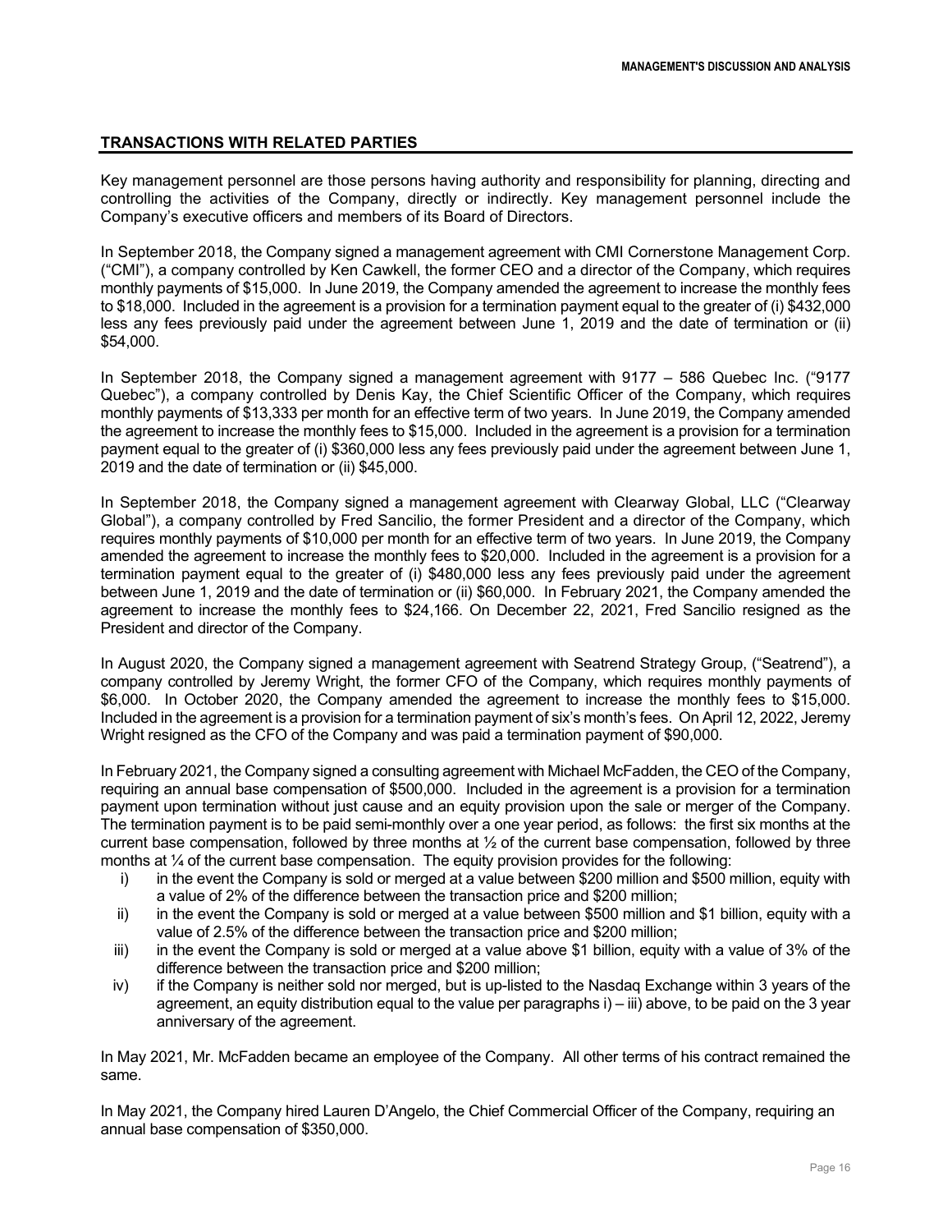## TRANSACTIONS WITH RELATED PARTIES

Key management personnel are those persons having authority and responsibility for planning, directing and controlling the activities of the Company, directly or indirectly. Key management personnel include the Company's executive officers and members of its Board of Directors.

In September 2018, the Company signed a management agreement with CMI Cornerstone Management Corp. ("CMI"), a company controlled by Ken Cawkell, the former CEO and a director of the Company, which requires monthly payments of $15,000. In June 2019, the Company amended the agreement to increase the monthly fees to $18,000. Included in the agreement is a provision for a termination payment equal to the greater of (i) $432,000 less any fees previously paid under the agreement between June 1, 2019 and the date of termination or (ii) $54,000.

In September 2018, the Company signed a management agreement with 9177 – 586 Quebec Inc. ("9177 Quebec"), a company controlled by Denis Kay, the Chief Scientific Officer of the Company, which requires monthly payments of $13,333 per month for an effective term of two years. In June 2019, the Company amended the agreement to increase the monthly fees to $15,000. Included in the agreement is a provision for a termination payment equal to the greater of (i) $360,000 less any fees previously paid under the agreement between June 1, 2019 and the date of termination or (ii) $45,000.

In September 2018, the Company signed a management agreement with Clearway Global, LLC ("Clearway Global"), a company controlled by Fred Sancilio, the former President and a director of the Company, which requires monthly payments of $10,000 per month for an effective term of two years. In June 2019, the Company amended the agreement to increase the monthly fees to $20,000. Included in the agreement is a provision for a termination payment equal to the greater of (i) $480,000 less any fees previously paid under the agreement between June 1, 2019 and the date of termination or (ii) $60,000. In February 2021, the Company amended the agreement to increase the monthly fees to $24,166. On December 22, 2021, Fred Sancilio resigned as the President and director of the Company.

In August 2020, the Company signed a management agreement with Seatrend Strategy Group, ("Seatrend"), a company controlled by Jeremy Wright, the former CFO of the Company, which requires monthly payments of $6,000. In October 2020, the Company amended the agreement to increase the monthly fees to $15,000. Included in the agreement is a provision for a termination payment of six's month's fees. On April 12, 2022, Jeremy Wright resigned as the CFO of the Company and was paid a termination payment of $90,000.

In February 2021, the Company signed a consulting agreement with Michael McFadden, the CEO of the Company, requiring an annual base compensation of $500,000. Included in the agreement is a provision for a termination payment upon termination without just cause and an equity provision upon the sale or merger of the Company. The termination payment is to be paid semi-monthly over a one year period, as follows: the first six months at the current base compensation, followed by three months at ½ of the current base compensation, followed by three months at ¼ of the current base compensation. The equity provision provides for the following:

i) in the event the Company is sold or merged at a value between $200 million and $500 million, equity with a value of 2% of the difference between the transaction price and $200 million;
ii) in the event the Company is sold or merged at a value between $500 million and $1 billion, equity with a value of 2.5% of the difference between the transaction price and $200 million;
iii) in the event the Company is sold or merged at a value above $1 billion, equity with a value of 3% of the difference between the transaction price and $200 million;
iv) if the Company is neither sold nor merged, but is up-listed to the Nasdaq Exchange within 3 years of the agreement, an equity distribution equal to the value per paragraphs i) – iii) above, to be paid on the 3 year anniversary of the agreement.

In May 2021, Mr. McFadden became an employee of the Company. All other terms of his contract remained the same.

In May 2021, the Company hired Lauren D'Angelo, the Chief Commercial Officer of the Company, requiring an annual base compensation of $350,000.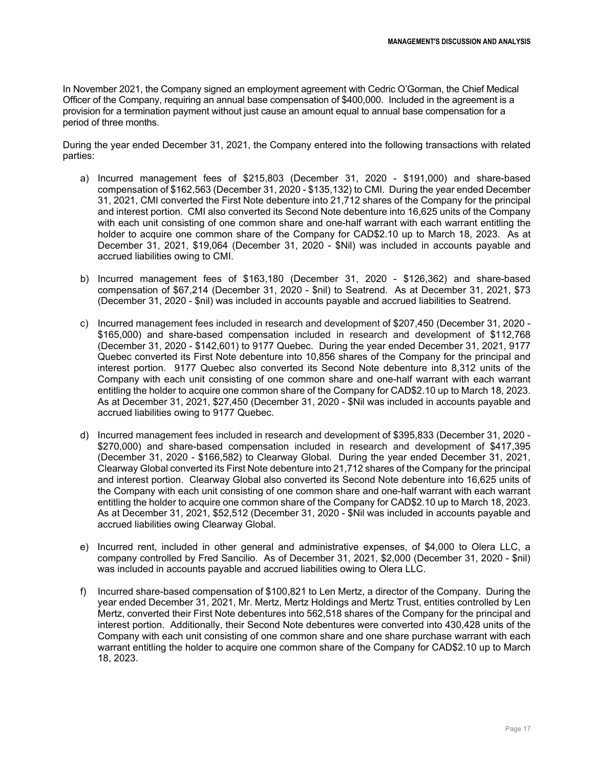In November 2021, the Company signed an employment agreement with Cedric O'Gorman, the Chief Medical Officer of the Company, requiring an annual base compensation of $400,000. Included in the agreement is a provision for a termination payment without just cause an amount equal to annual base compensation for a period of three months.

During the year ended December 31, 2021, the Company entered into the following transactions with related parties:

a) Incurred management fees of $215,803 (December 31, 2020 - $191,000) and share-based compensation of $162,563 (December 31, 2020 - $135,132) to CMI. During the year ended December 31, 2021, CMI converted the First Note debenture into 21,712 shares of the Company for the principal and interest portion. CMI also converted its Second Note debenture into 16,625 units of the Company with each unit consisting of one common share and one-half warrant with each warrant entitling the holder to acquire one common share of the Company for CAD$2.10 up to March 18, 2023. As at December 31, 2021, $19,064 (December 31, 2020 - $Nil) was included in accounts payable and accrued liabilities owing to CMI.

b) Incurred management fees of $163,180 (December 31, 2020 - $126,362) and share-based compensation of $67,214 (December 31, 2020 - $nil) to Seatrend. As at December 31, 2021, $73 (December 31, 2020 - $nil) was included in accounts payable and accrued liabilities to Seatrend.

c) Incurred management fees included in research and development of $207,450 (December 31, 2020 - $165,000) and share-based compensation included in research and development of $112,768 (December 31, 2020 - $142,601) to 9177 Quebec. During the year ended December 31, 2021, 9177 Quebec converted its First Note debenture into 10,856 shares of the Company for the principal and interest portion. 9177 Quebec also converted its Second Note debenture into 8,312 units of the Company with each unit consisting of one common share and one-half warrant with each warrant entitling the holder to acquire one common share of the Company for CAD$2.10 up to March 18, 2023. As at December 31, 2021, $27,450 (December 31, 2020 - $Nil was included in accounts payable and accrued liabilities owing to 9177 Quebec.

d) Incurred management fees included in research and development of $395,833 (December 31, 2020 - $270,000) and share-based compensation included in research and development of $417,395 (December 31, 2020 - $166,582) to Clearway Global. During the year ended December 31, 2021, Clearway Global converted its First Note debenture into 21,712 shares of the Company for the principal and interest portion. Clearway Global also converted its Second Note debenture into 16,625 units of the Company with each unit consisting of one common share and one-half warrant with each warrant entitling the holder to acquire one common share of the Company for CAD$2.10 up to March 18, 2023. As at December 31, 2021, $52,512 (December 31, 2020 - $Nil was included in accounts payable and accrued liabilities owing Clearway Global.

e) Incurred rent, included in other general and administrative expenses, of $4,000 to Olera LLC, a company controlled by Fred Sancilio. As of December 31, 2021, $2,000 (December 31, 2020 - $nil) was included in accounts payable and accrued liabilities owing to Olera LLC.

f) Incurred share-based compensation of $100,821 to Len Mertz, a director of the Company. During the year ended December 31, 2021, Mr. Mertz, Mertz Holdings and Mertz Trust, entities controlled by Len Mertz, converted their First Note debentures into 562,518 shares of the Company for the principal and interest portion. Additionally, their Second Note debentures were converted into 430,428 units of the Company with each unit consisting of one common share and one share purchase warrant with each warrant entitling the holder to acquire one common share of the Company for CAD$2.10 up to March 18, 2023.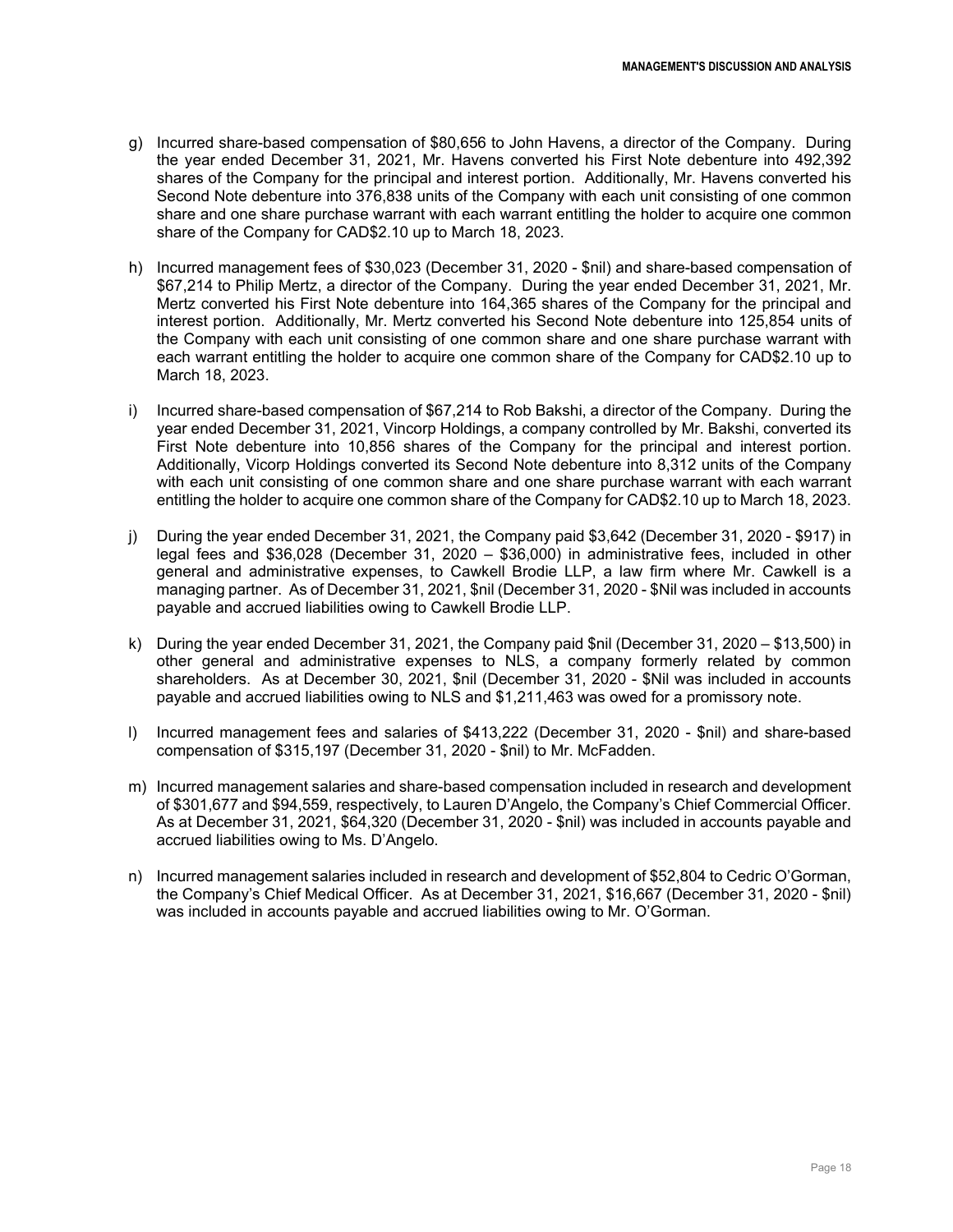g) Incurred share-based compensation of $80,656 to John Havens, a director of the Company. During the year ended December 31, 2021, Mr. Havens converted his First Note debenture into 492,392 shares of the Company for the principal and interest portion. Additionally, Mr. Havens converted his Second Note debenture into 376,838 units of the Company with each unit consisting of one common share and one share purchase warrant with each warrant entitling the holder to acquire one common share of the Company for CAD$2.10 up to March 18, 2023.

h) Incurred management fees of $30,023 (December 31, 2020 - $nil) and share-based compensation of $67,214 to Philip Mertz, a director of the Company. During the year ended December 31, 2021, Mr. Mertz converted his First Note debenture into 164,365 shares of the Company for the principal and interest portion. Additionally, Mr. Mertz converted his Second Note debenture into 125,854 units of the Company with each unit consisting of one common share and one share purchase warrant with each warrant entitling the holder to acquire one common share of the Company for CAD$2.10 up to March 18, 2023.

i) Incurred share-based compensation of $67,214 to Rob Bakshi, a director of the Company. During the year ended December 31, 2021, Vincorp Holdings, a company controlled by Mr. Bakshi, converted its First Note debenture into 10,856 shares of the Company for the principal and interest portion. Additionally, Vicorp Holdings converted its Second Note debenture into 8,312 units of the Company with each unit consisting of one common share and one share purchase warrant with each warrant entitling the holder to acquire one common share of the Company for CAD$2.10 up to March 18, 2023.

j) During the year ended December 31, 2021, the Company paid $3,642 (December 31, 2020 - $917) in legal fees and $36,028 (December 31, 2020 – $36,000) in administrative fees, included in other general and administrative expenses, to Cawkell Brodie LLP, a law firm where Mr. Cawkell is a managing partner. As of December 31, 2021, $nil (December 31, 2020 - $Nil was included in accounts payable and accrued liabilities owing to Cawkell Brodie LLP.

k) During the year ended December 31, 2021, the Company paid $nil (December 31, 2020 – $13,500) in other general and administrative expenses to NLS, a company formerly related by common shareholders. As at December 30, 2021, $nil (December 31, 2020 - $Nil was included in accounts payable and accrued liabilities owing to NLS and $1,211,463 was owed for a promissory note.

l) Incurred management fees and salaries of $413,222 (December 31, 2020 - $nil) and share-based compensation of $315,197 (December 31, 2020 - $nil) to Mr. McFadden.

m) Incurred management salaries and share-based compensation included in research and development of $301,677 and $94,559, respectively, to Lauren D'Angelo, the Company's Chief Commercial Officer. As at December 31, 2021, $64,320 (December 31, 2020 - $nil) was included in accounts payable and accrued liabilities owing to Ms. D'Angelo.

n) Incurred management salaries included in research and development of $52,804 to Cedric O'Gorman, the Company's Chief Medical Officer. As at December 31, 2021, $16,667 (December 31, 2020 - $nil) was included in accounts payable and accrued liabilities owing to Mr. O'Gorman.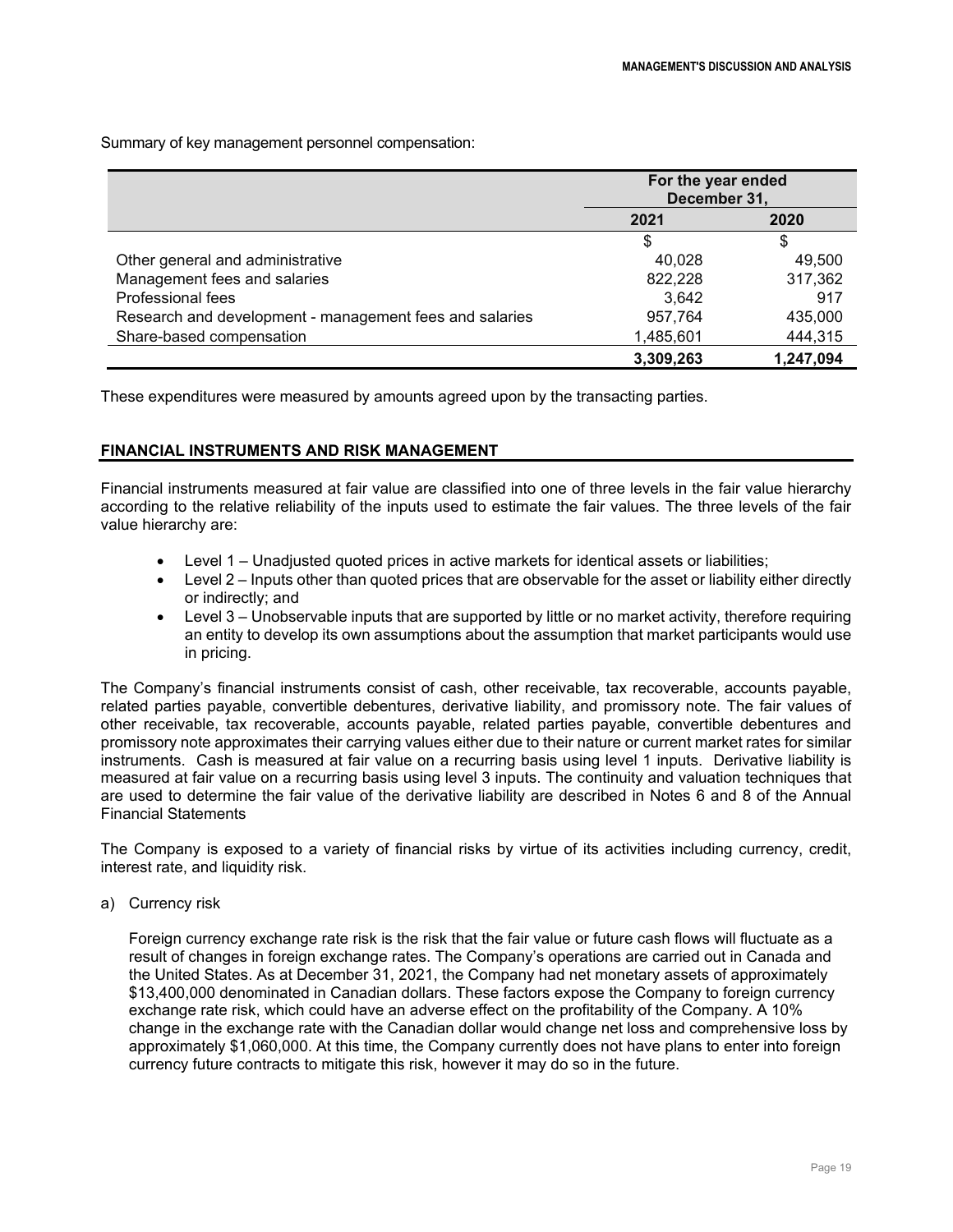Summary of key management personnel compensation:

| | For the year ended December 31, | |
|---|---|---|
| | 2021 | 2020 |
| | $ | $ |
| Other general and administrative | 40,028 | 49,500 |
| Management fees and salaries | 822,228 | 317,362 |
| Professional fees | 3,642 | 917 |
| Research and development - management fees and salaries | 957,764 | 435,000 |
| Share-based compensation | 1,485,601 | 444,315 |
| | **3,309,263** | **1,247,094** |

These expenditures were measured by amounts agreed upon by the transacting parties.

## FINANCIAL INSTRUMENTS AND RISK MANAGEMENT

Financial instruments measured at fair value are classified into one of three levels in the fair value hierarchy according to the relative reliability of the inputs used to estimate the fair values. The three levels of the fair value hierarchy are:

- Level 1 – Unadjusted quoted prices in active markets for identical assets or liabilities;
- Level 2 – Inputs other than quoted prices that are observable for the asset or liability either directly or indirectly; and
- Level 3 – Unobservable inputs that are supported by little or no market activity, therefore requiring an entity to develop its own assumptions about the assumption that market participants would use in pricing.

The Company's financial instruments consist of cash, other receivable, tax recoverable, accounts payable, related parties payable, convertible debentures, derivative liability, and promissory note. The fair values of other receivable, tax recoverable, accounts payable, related parties payable, convertible debentures and promissory note approximates their carrying values either due to their nature or current market rates for similar instruments. Cash is measured at fair value on a recurring basis using level 1 inputs. Derivative liability is measured at fair value on a recurring basis using level 3 inputs. The continuity and valuation techniques that are used to determine the fair value of the derivative liability are described in Notes 6 and 8 of the Annual Financial Statements

The Company is exposed to a variety of financial risks by virtue of its activities including currency, credit, interest rate, and liquidity risk.

a) Currency risk

Foreign currency exchange rate risk is the risk that the fair value or future cash flows will fluctuate as a result of changes in foreign exchange rates. The Company's operations are carried out in Canada and the United States. As at December 31, 2021, the Company had net monetary assets of approximately $13,400,000 denominated in Canadian dollars. These factors expose the Company to foreign currency exchange rate risk, which could have an adverse effect on the profitability of the Company. A 10% change in the exchange rate with the Canadian dollar would change net loss and comprehensive loss by approximately $1,060,000. At this time, the Company currently does not have plans to enter into foreign currency future contracts to mitigate this risk, however it may do so in the future.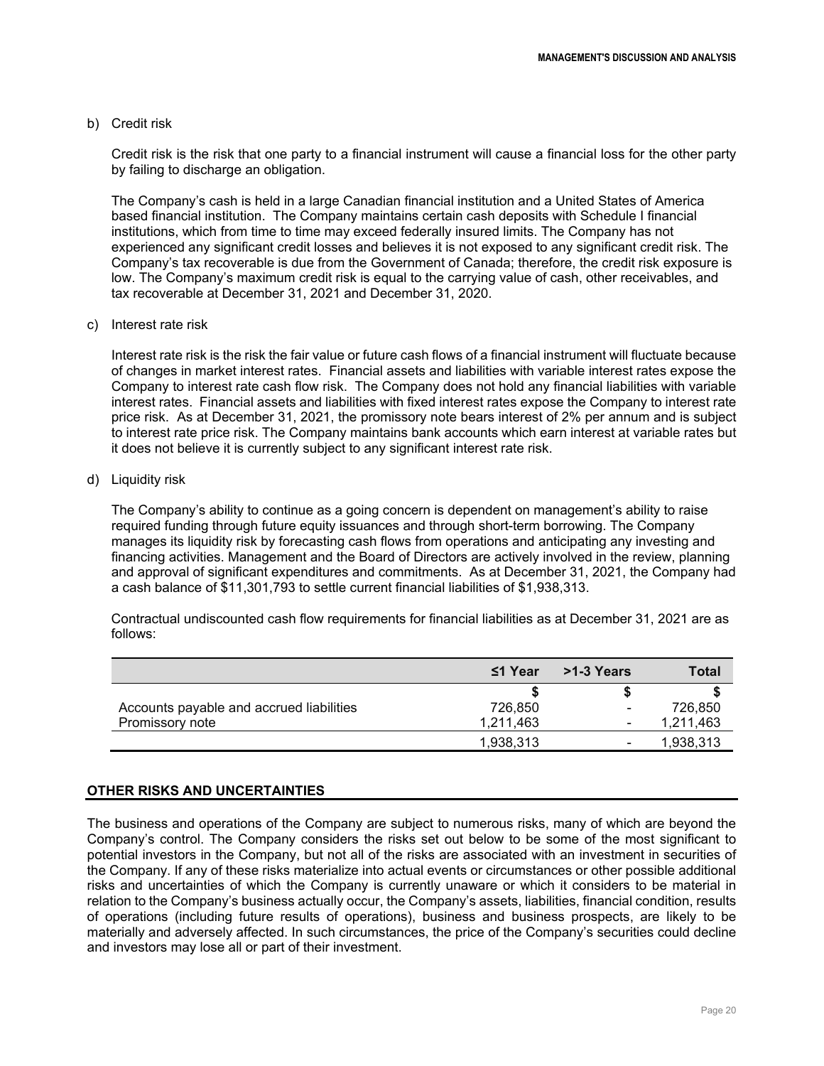b) Credit risk

Credit risk is the risk that one party to a financial instrument will cause a financial loss for the other party by failing to discharge an obligation.

The Company's cash is held in a large Canadian financial institution and a United States of America based financial institution. The Company maintains certain cash deposits with Schedule I financial institutions, which from time to time may exceed federally insured limits. The Company has not experienced any significant credit losses and believes it is not exposed to any significant credit risk. The Company's tax recoverable is due from the Government of Canada; therefore, the credit risk exposure is low. The Company's maximum credit risk is equal to the carrying value of cash, other receivables, and tax recoverable at December 31, 2021 and December 31, 2020.

c) Interest rate risk

Interest rate risk is the risk the fair value or future cash flows of a financial instrument will fluctuate because of changes in market interest rates. Financial assets and liabilities with variable interest rates expose the Company to interest rate cash flow risk. The Company does not hold any financial liabilities with variable interest rates. Financial assets and liabilities with fixed interest rates expose the Company to interest rate price risk. As at December 31, 2021, the promissory note bears interest of 2% per annum and is subject to interest rate price risk. The Company maintains bank accounts which earn interest at variable rates but it does not believe it is currently subject to any significant interest rate risk.

d) Liquidity risk

The Company's ability to continue as a going concern is dependent on management's ability to raise required funding through future equity issuances and through short-term borrowing. The Company manages its liquidity risk by forecasting cash flows from operations and anticipating any investing and financing activities. Management and the Board of Directors are actively involved in the review, planning and approval of significant expenditures and commitments. As at December 31, 2021, the Company had a cash balance of $11,301,793 to settle current financial liabilities of $1,938,313.

Contractual undiscounted cash flow requirements for financial liabilities as at December 31, 2021 are as follows:

| | ≤1 Year | >1-3 Years | Total |
|---|---|---|---|
| | $ | $ | $ |
| Accounts payable and accrued liabilities | 726,850 | - | 726,850 |
| Promissory note | 1,211,463 | - | 1,211,463 |
| | 1,938,313 | - | 1,938,313 |

## OTHER RISKS AND UNCERTAINTIES

The business and operations of the Company are subject to numerous risks, many of which are beyond the Company's control. The Company considers the risks set out below to be some of the most significant to potential investors in the Company, but not all of the risks are associated with an investment in securities of the Company. If any of these risks materialize into actual events or circumstances or other possible additional risks and uncertainties of which the Company is currently unaware or which it considers to be material in relation to the Company's business actually occur, the Company's assets, liabilities, financial condition, results of operations (including future results of operations), business and business prospects, are likely to be materially and adversely affected. In such circumstances, the price of the Company's securities could decline and investors may lose all or part of their investment.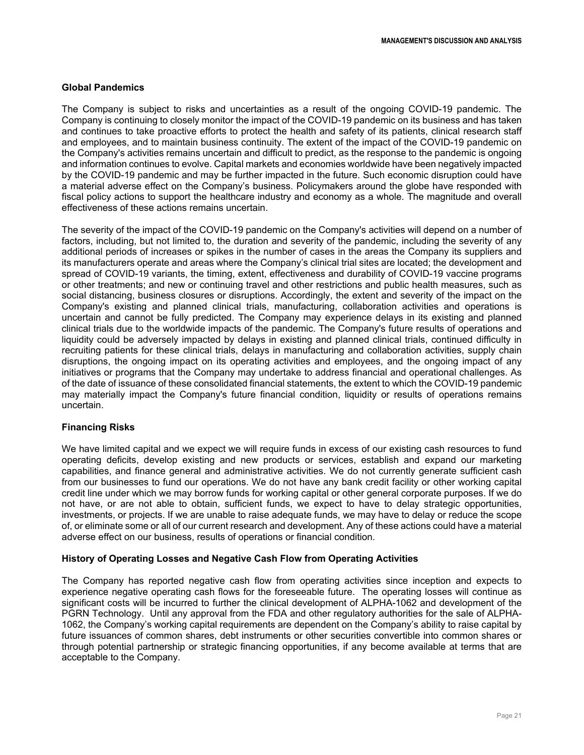## Global Pandemics

The Company is subject to risks and uncertainties as a result of the ongoing COVID-19 pandemic. The Company is continuing to closely monitor the impact of the COVID-19 pandemic on its business and has taken and continues to take proactive efforts to protect the health and safety of its patients, clinical research staff and employees, and to maintain business continuity. The extent of the impact of the COVID-19 pandemic on the Company's activities remains uncertain and difficult to predict, as the response to the pandemic is ongoing and information continues to evolve. Capital markets and economies worldwide have been negatively impacted by the COVID-19 pandemic and may be further impacted in the future. Such economic disruption could have a material adverse effect on the Company's business. Policymakers around the globe have responded with fiscal policy actions to support the healthcare industry and economy as a whole. The magnitude and overall effectiveness of these actions remains uncertain.

The severity of the impact of the COVID-19 pandemic on the Company's activities will depend on a number of factors, including, but not limited to, the duration and severity of the pandemic, including the severity of any additional periods of increases or spikes in the number of cases in the areas the Company its suppliers and its manufacturers operate and areas where the Company's clinical trial sites are located; the development and spread of COVID-19 variants, the timing, extent, effectiveness and durability of COVID-19 vaccine programs or other treatments; and new or continuing travel and other restrictions and public health measures, such as social distancing, business closures or disruptions. Accordingly, the extent and severity of the impact on the Company's existing and planned clinical trials, manufacturing, collaboration activities and operations is uncertain and cannot be fully predicted. The Company may experience delays in its existing and planned clinical trials due to the worldwide impacts of the pandemic. The Company's future results of operations and liquidity could be adversely impacted by delays in existing and planned clinical trials, continued difficulty in recruiting patients for these clinical trials, delays in manufacturing and collaboration activities, supply chain disruptions, the ongoing impact on its operating activities and employees, and the ongoing impact of any initiatives or programs that the Company may undertake to address financial and operational challenges. As of the date of issuance of these consolidated financial statements, the extent to which the COVID-19 pandemic may materially impact the Company's future financial condition, liquidity or results of operations remains uncertain.

## Financing Risks

We have limited capital and we expect we will require funds in excess of our existing cash resources to fund operating deficits, develop existing and new products or services, establish and expand our marketing capabilities, and finance general and administrative activities. We do not currently generate sufficient cash from our businesses to fund our operations. We do not have any bank credit facility or other working capital credit line under which we may borrow funds for working capital or other general corporate purposes. If we do not have, or are not able to obtain, sufficient funds, we expect to have to delay strategic opportunities, investments, or projects. If we are unable to raise adequate funds, we may have to delay or reduce the scope of, or eliminate some or all of our current research and development. Any of these actions could have a material adverse effect on our business, results of operations or financial condition.

## History of Operating Losses and Negative Cash Flow from Operating Activities

The Company has reported negative cash flow from operating activities since inception and expects to experience negative operating cash flows for the foreseeable future. The operating losses will continue as significant costs will be incurred to further the clinical development of ALPHA-1062 and development of the PGRN Technology. Until any approval from the FDA and other regulatory authorities for the sale of ALPHA-1062, the Company's working capital requirements are dependent on the Company's ability to raise capital by future issuances of common shares, debt instruments or other securities convertible into common shares or through potential partnership or strategic financing opportunities, if any become available at terms that are acceptable to the Company.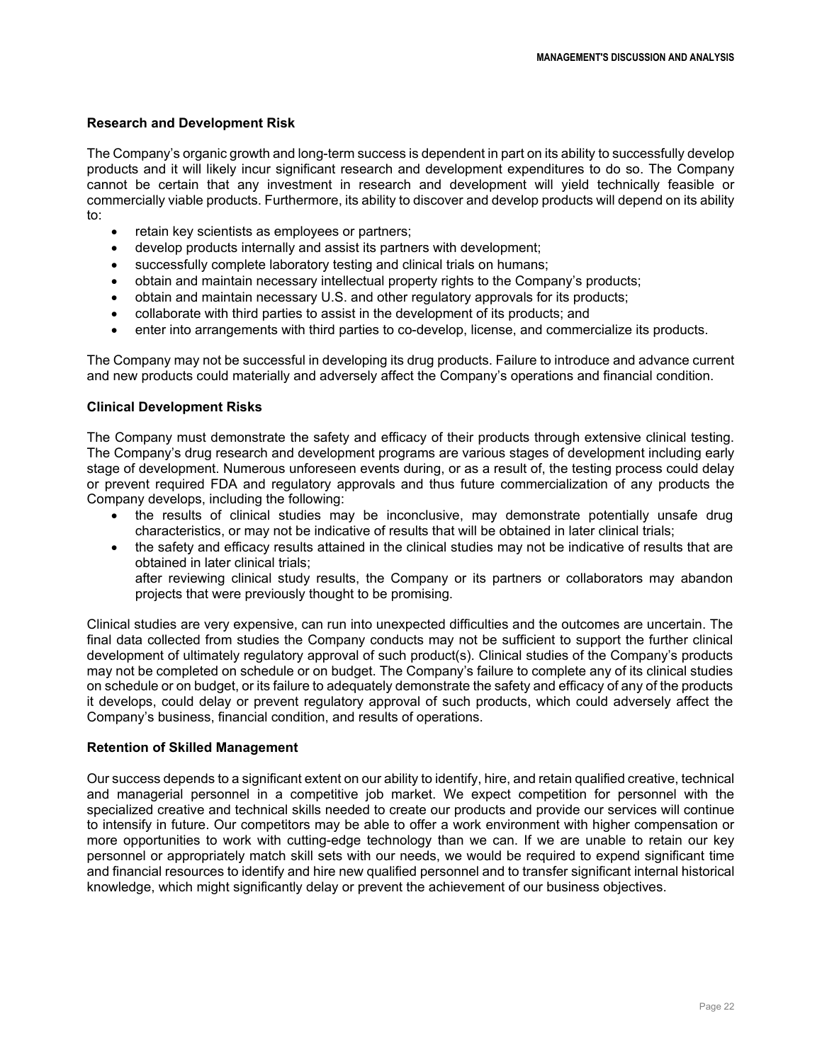### Research and Development Risk

The Company's organic growth and long-term success is dependent in part on its ability to successfully develop products and it will likely incur significant research and development expenditures to do so. The Company cannot be certain that any investment in research and development will yield technically feasible or commercially viable products. Furthermore, its ability to discover and develop products will depend on its ability to:

- retain key scientists as employees or partners;
- develop products internally and assist its partners with development;
- successfully complete laboratory testing and clinical trials on humans;
- obtain and maintain necessary intellectual property rights to the Company's products;
- obtain and maintain necessary U.S. and other regulatory approvals for its products;
- collaborate with third parties to assist in the development of its products; and
- enter into arrangements with third parties to co-develop, license, and commercialize its products.

The Company may not be successful in developing its drug products. Failure to introduce and advance current and new products could materially and adversely affect the Company's operations and financial condition.

### Clinical Development Risks

The Company must demonstrate the safety and efficacy of their products through extensive clinical testing. The Company's drug research and development programs are various stages of development including early stage of development. Numerous unforeseen events during, or as a result of, the testing process could delay or prevent required FDA and regulatory approvals and thus future commercialization of any products the Company develops, including the following:

- the results of clinical studies may be inconclusive, may demonstrate potentially unsafe drug characteristics, or may not be indicative of results that will be obtained in later clinical trials;
- the safety and efficacy results attained in the clinical studies may not be indicative of results that are obtained in later clinical trials;
  after reviewing clinical study results, the Company or its partners or collaborators may abandon projects that were previously thought to be promising.

Clinical studies are very expensive, can run into unexpected difficulties and the outcomes are uncertain. The final data collected from studies the Company conducts may not be sufficient to support the further clinical development of ultimately regulatory approval of such product(s). Clinical studies of the Company's products may not be completed on schedule or on budget. The Company's failure to complete any of its clinical studies on schedule or on budget, or its failure to adequately demonstrate the safety and efficacy of any of the products it develops, could delay or prevent regulatory approval of such products, which could adversely affect the Company's business, financial condition, and results of operations.

### Retention of Skilled Management

Our success depends to a significant extent on our ability to identify, hire, and retain qualified creative, technical and managerial personnel in a competitive job market. We expect competition for personnel with the specialized creative and technical skills needed to create our products and provide our services will continue to intensify in future. Our competitors may be able to offer a work environment with higher compensation or more opportunities to work with cutting-edge technology than we can. If we are unable to retain our key personnel or appropriately match skill sets with our needs, we would be required to expend significant time and financial resources to identify and hire new qualified personnel and to transfer significant internal historical knowledge, which might significantly delay or prevent the achievement of our business objectives.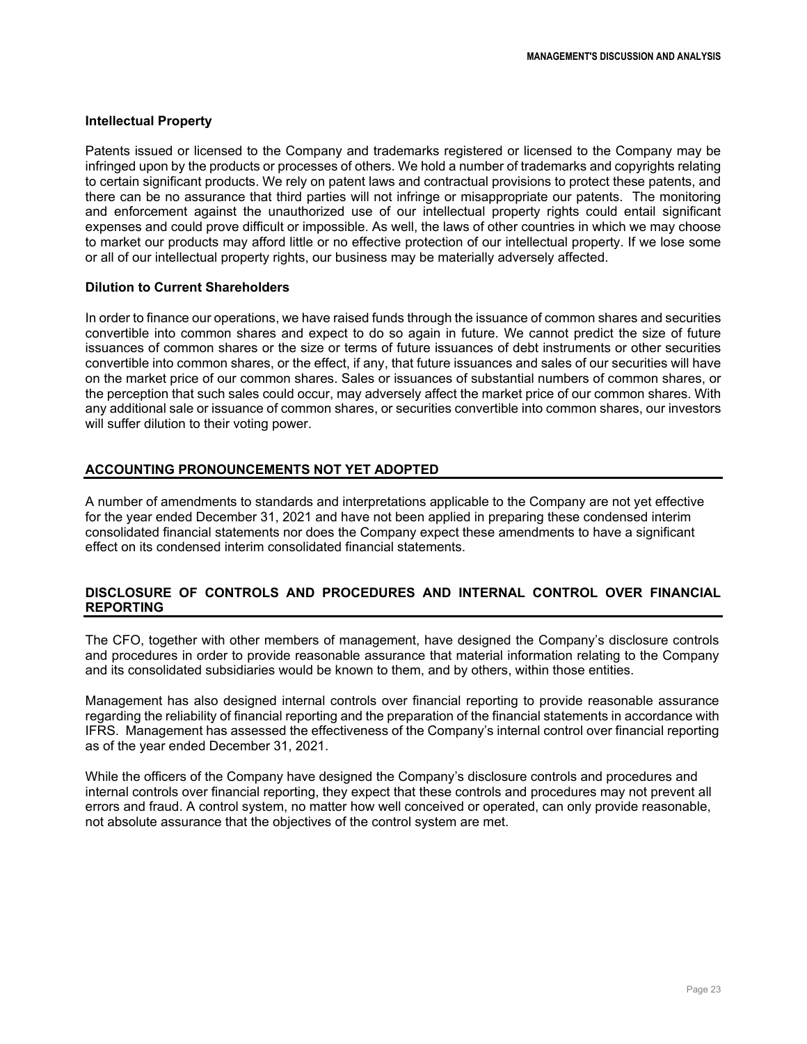### Intellectual Property

Patents issued or licensed to the Company and trademarks registered or licensed to the Company may be infringed upon by the products or processes of others. We hold a number of trademarks and copyrights relating to certain significant products. We rely on patent laws and contractual provisions to protect these patents, and there can be no assurance that third parties will not infringe or misappropriate our patents. The monitoring and enforcement against the unauthorized use of our intellectual property rights could entail significant expenses and could prove difficult or impossible. As well, the laws of other countries in which we may choose to market our products may afford little or no effective protection of our intellectual property. If we lose some or all of our intellectual property rights, our business may be materially adversely affected.

### Dilution to Current Shareholders

In order to finance our operations, we have raised funds through the issuance of common shares and securities convertible into common shares and expect to do so again in future. We cannot predict the size of future issuances of common shares or the size or terms of future issuances of debt instruments or other securities convertible into common shares, or the effect, if any, that future issuances and sales of our securities will have on the market price of our common shares. Sales or issuances of substantial numbers of common shares, or the perception that such sales could occur, may adversely affect the market price of our common shares. With any additional sale or issuance of common shares, or securities convertible into common shares, our investors will suffer dilution to their voting power.

## ACCOUNTING PRONOUNCEMENTS NOT YET ADOPTED

A number of amendments to standards and interpretations applicable to the Company are not yet effective for the year ended December 31, 2021 and have not been applied in preparing these condensed interim consolidated financial statements nor does the Company expect these amendments to have a significant effect on its condensed interim consolidated financial statements.

## DISCLOSURE OF CONTROLS AND PROCEDURES AND INTERNAL CONTROL OVER FINANCIAL REPORTING

The CFO, together with other members of management, have designed the Company's disclosure controls and procedures in order to provide reasonable assurance that material information relating to the Company and its consolidated subsidiaries would be known to them, and by others, within those entities.

Management has also designed internal controls over financial reporting to provide reasonable assurance regarding the reliability of financial reporting and the preparation of the financial statements in accordance with IFRS. Management has assessed the effectiveness of the Company's internal control over financial reporting as of the year ended December 31, 2021.

While the officers of the Company have designed the Company's disclosure controls and procedures and internal controls over financial reporting, they expect that these controls and procedures may not prevent all errors and fraud. A control system, no matter how well conceived or operated, can only provide reasonable, not absolute assurance that the objectives of the control system are met.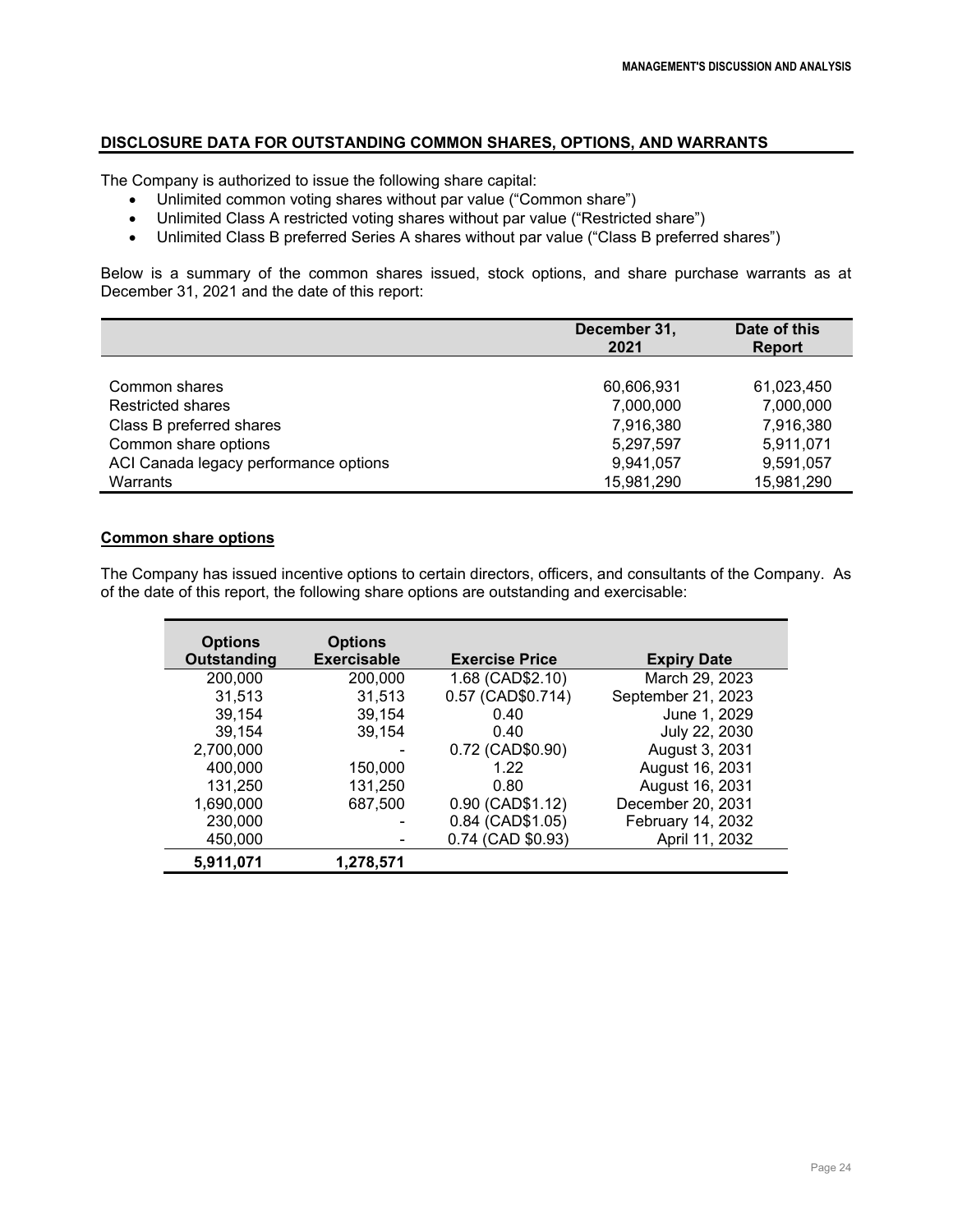## DISCLOSURE DATA FOR OUTSTANDING COMMON SHARES, OPTIONS, AND WARRANTS

The Company is authorized to issue the following share capital:

- Unlimited common voting shares without par value ("Common share")
- Unlimited Class A restricted voting shares without par value ("Restricted share")
- Unlimited Class B preferred Series A shares without par value ("Class B preferred shares")

Below is a summary of the common shares issued, stock options, and share purchase warrants as at December 31, 2021 and the date of this report:

| | December 31, 2021 | Date of this Report |
|---|---|---|
| Common shares | 60,606,931 | 61,023,450 |
| Restricted shares | 7,000,000 | 7,000,000 |
| Class B preferred shares | 7,916,380 | 7,916,380 |
| Common share options | 5,297,597 | 5,911,071 |
| ACI Canada legacy performance options | 9,941,057 | 9,591,057 |
| Warrants | 15,981,290 | 15,981,290 |

### Common share options

The Company has issued incentive options to certain directors, officers, and consultants of the Company. As of the date of this report, the following share options are outstanding and exercisable:

| Options Outstanding | Options Exercisable | Exercise Price | Expiry Date |
|---|---|---|---|
| 200,000 | 200,000 | 1.68 (CAD$2.10) | March 29, 2023 |
| 31,513 | 31,513 | 0.57 (CAD$0.714) | September 21, 2023 |
| 39,154 | 39,154 | 0.40 | June 1, 2029 |
| 39,154 | 39,154 | 0.40 | July 22, 2030 |
| 2,700,000 | - | 0.72 (CAD$0.90) | August 3, 2031 |
| 400,000 | 150,000 | 1.22 | August 16, 2031 |
| 131,250 | 131,250 | 0.80 | August 16, 2031 |
| 1,690,000 | 687,500 | 0.90 (CAD$1.12) | December 20, 2031 |
| 230,000 | - | 0.84 (CAD$1.05) | February 14, 2032 |
| 450,000 | - | 0.74 (CAD $0.93) | April 11, 2032 |
| **5,911,071** | **1,278,571** | | |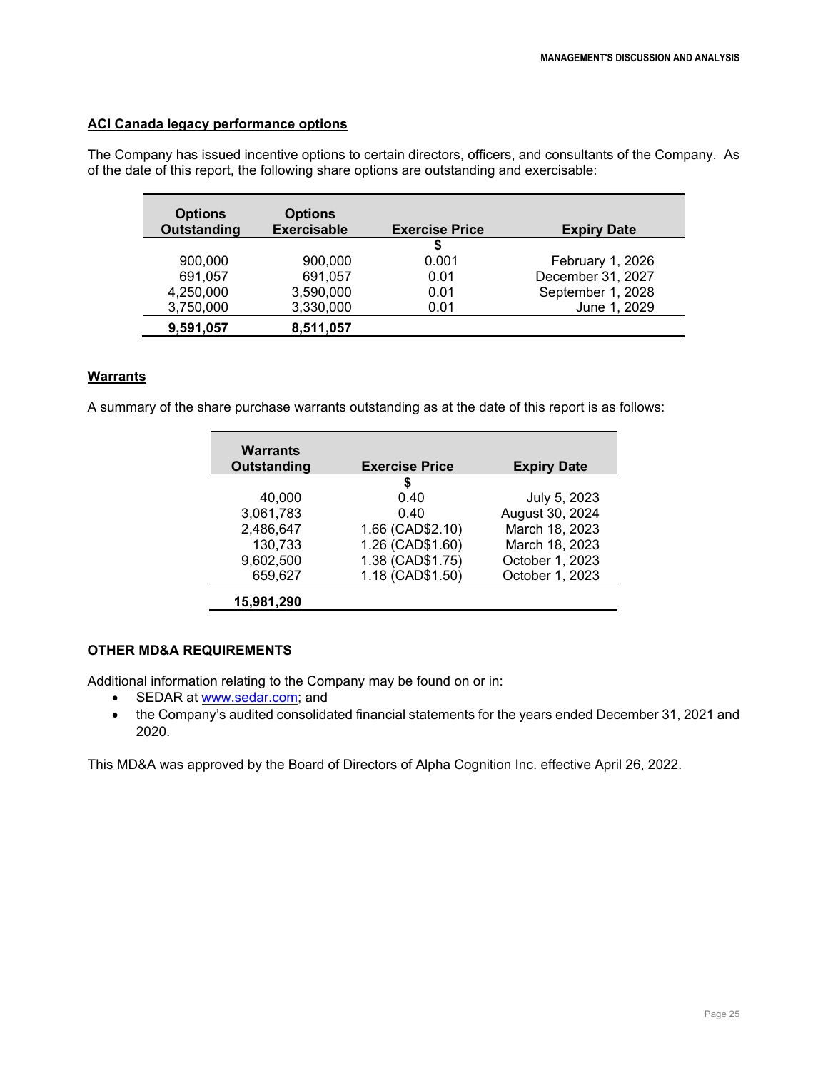**ACI Canada legacy performance options**

The Company has issued incentive options to certain directors, officers, and consultants of the Company. As of the date of this report, the following share options are outstanding and exercisable:

| Options Outstanding | Options Exercisable | Exercise Price | Expiry Date |
|---|---|---|---|
| | | $ | |
| 900,000 | 900,000 | 0.001 | February 1, 2026 |
| 691,057 | 691,057 | 0.01 | December 31, 2027 |
| 4,250,000 | 3,590,000 | 0.01 | September 1, 2028 |
| 3,750,000 | 3,330,000 | 0.01 | June 1, 2029 |
| **9,591,057** | **8,511,057** | | |

**Warrants**

A summary of the share purchase warrants outstanding as at the date of this report is as follows:

| Warrants Outstanding | Exercise Price | Expiry Date |
|---|---|---|
| | $ | |
| 40,000 | 0.40 | July 5, 2023 |
| 3,061,783 | 0.40 | August 30, 2024 |
| 2,486,647 | 1.66 (CAD$2.10) | March 18, 2023 |
| 130,733 | 1.26 (CAD$1.60) | March 18, 2023 |
| 9,602,500 | 1.38 (CAD$1.75) | October 1, 2023 |
| 659,627 | 1.18 (CAD$1.50) | October 1, 2023 |
| **15,981,290** | | |

**OTHER MD&A REQUIREMENTS**

Additional information relating to the Company may be found on or in:

- SEDAR at www.sedar.com; and
- the Company's audited consolidated financial statements for the years ended December 31, 2021 and 2020.

This MD&A was approved by the Board of Directors of Alpha Cognition Inc. effective April 26, 2022.